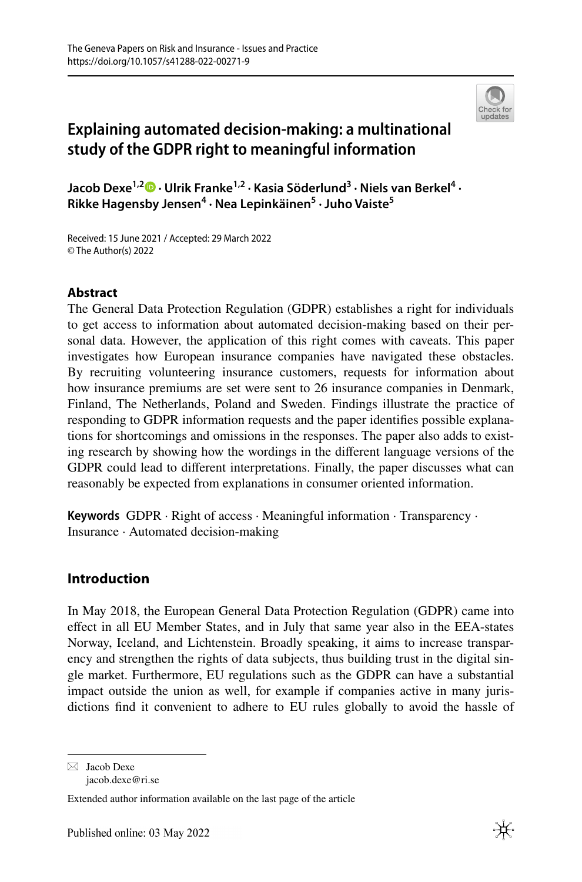# Explaining automated decision-making: a multinational study of the GDPR right to meaningful information

**Jacob Dexe[1,2] · Ulrik Franke[1,2] · Kasia Söderlund[3] · Niels van Berkel[4] · Rikke Hagensby Jensen[4] · Nea Lepinkäinen[5] · Juho Vaiste[5]**

Received: 15 June 2021 / Accepted: 29 March 2022
© The Author(s) 2022

## Abstract

The General Data Protection Regulation (GDPR) establishes a right for individuals to get access to information about automated decision-making based on their personal data. However, the application of this right comes with caveats. This paper investigates how European insurance companies have navigated these obstacles. By recruiting volunteering insurance customers, requests for information about how insurance premiums are set were sent to 26 insurance companies in Denmark, Finland, The Netherlands, Poland and Sweden. Findings illustrate the practice of responding to GDPR information requests and the paper identifies possible explanations for shortcomings and omissions in the responses. The paper also adds to existing research by showing how the wordings in the different language versions of the GDPR could lead to different interpretations. Finally, the paper discusses what can reasonably be expected from explanations in consumer oriented information.

**Keywords** GDPR · Right of access · Meaningful information · Transparency · Insurance · Automated decision-making

## Introduction

In May 2018, the European General Data Protection Regulation (GDPR) came into effect in all EU Member States, and in July that same year also in the EEA-states Norway, Iceland, and Lichtenstein. Broadly speaking, it aims to increase transparency and strengthen the rights of data subjects, thus building trust in the digital single market. Furthermore, EU regulations such as the GDPR can have a substantial impact outside the union as well, for example if companies active in many jurisdictions find it convenient to adhere to EU rules globally to avoid the hassle of

---

✉ Jacob Dexe
jacob.dexe@ri.se

Extended author information available on the last page of the article

Published online: 03 May 2022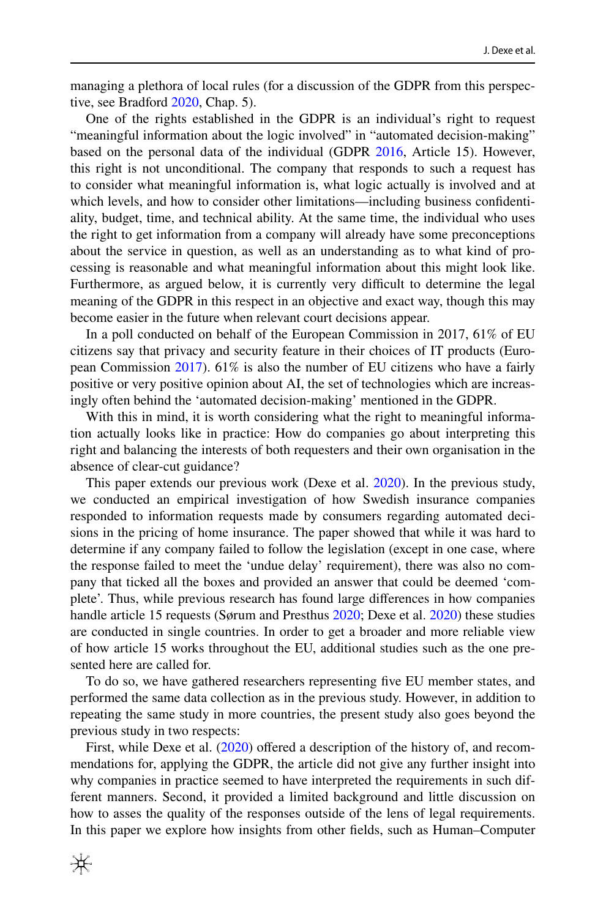managing a plethora of local rules (for a discussion of the GDPR from this perspective, see Bradford 2020, Chap. 5).

One of the rights established in the GDPR is an individual's right to request "meaningful information about the logic involved" in "automated decision-making" based on the personal data of the individual (GDPR 2016, Article 15). However, this right is not unconditional. The company that responds to such a request has to consider what meaningful information is, what logic actually is involved and at which levels, and how to consider other limitations—including business confidentiality, budget, time, and technical ability. At the same time, the individual who uses the right to get information from a company will already have some preconceptions about the service in question, as well as an understanding as to what kind of processing is reasonable and what meaningful information about this might look like. Furthermore, as argued below, it is currently very difficult to determine the legal meaning of the GDPR in this respect in an objective and exact way, though this may become easier in the future when relevant court decisions appear.

In a poll conducted on behalf of the European Commission in 2017, 61% of EU citizens say that privacy and security feature in their choices of IT products (European Commission 2017). 61% is also the number of EU citizens who have a fairly positive or very positive opinion about AI, the set of technologies which are increasingly often behind the 'automated decision-making' mentioned in the GDPR.

With this in mind, it is worth considering what the right to meaningful information actually looks like in practice: How do companies go about interpreting this right and balancing the interests of both requesters and their own organisation in the absence of clear-cut guidance?

This paper extends our previous work (Dexe et al. 2020). In the previous study, we conducted an empirical investigation of how Swedish insurance companies responded to information requests made by consumers regarding automated decisions in the pricing of home insurance. The paper showed that while it was hard to determine if any company failed to follow the legislation (except in one case, where the response failed to meet the 'undue delay' requirement), there was also no company that ticked all the boxes and provided an answer that could be deemed 'complete'. Thus, while previous research has found large differences in how companies handle article 15 requests (Sørum and Presthus 2020; Dexe et al. 2020) these studies are conducted in single countries. In order to get a broader and more reliable view of how article 15 works throughout the EU, additional studies such as the one presented here are called for.

To do so, we have gathered researchers representing five EU member states, and performed the same data collection as in the previous study. However, in addition to repeating the same study in more countries, the present study also goes beyond the previous study in two respects:

First, while Dexe et al. (2020) offered a description of the history of, and recommendations for, applying the GDPR, the article did not give any further insight into why companies in practice seemed to have interpreted the requirements in such different manners. Second, it provided a limited background and little discussion on how to asses the quality of the responses outside of the lens of legal requirements. In this paper we explore how insights from other fields, such as Human–Computer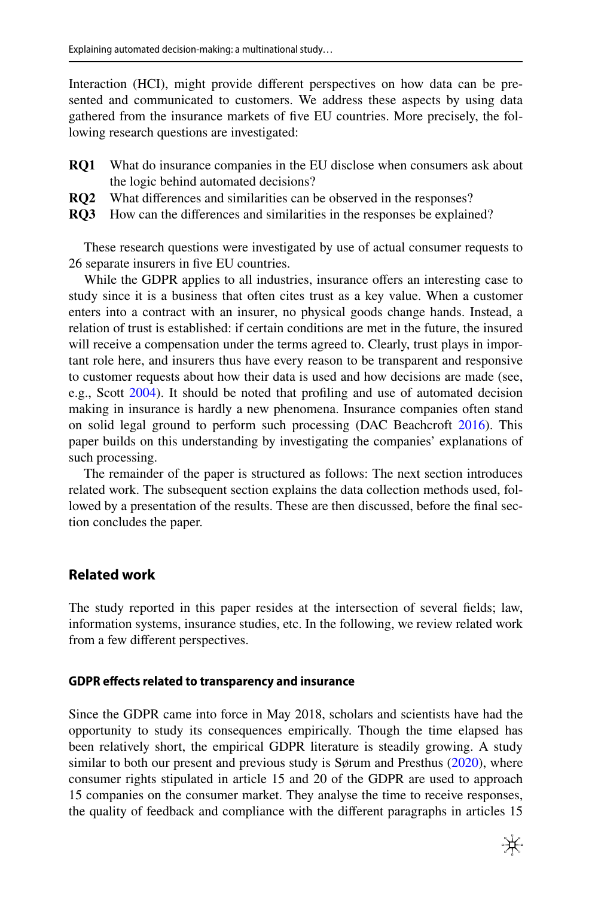Interaction (HCI), might provide different perspectives on how data can be presented and communicated to customers. We address these aspects by using data gathered from the insurance markets of five EU countries. More precisely, the following research questions are investigated:

- **RQ1** What do insurance companies in the EU disclose when consumers ask about the logic behind automated decisions?
- **RQ2** What differences and similarities can be observed in the responses?
- **RQ3** How can the differences and similarities in the responses be explained?

These research questions were investigated by use of actual consumer requests to 26 separate insurers in five EU countries.

While the GDPR applies to all industries, insurance offers an interesting case to study since it is a business that often cites trust as a key value. When a customer enters into a contract with an insurer, no physical goods change hands. Instead, a relation of trust is established: if certain conditions are met in the future, the insured will receive a compensation under the terms agreed to. Clearly, trust plays in important role here, and insurers thus have every reason to be transparent and responsive to customer requests about how their data is used and how decisions are made (see, e.g., Scott 2004). It should be noted that profiling and use of automated decision making in insurance is hardly a new phenomena. Insurance companies often stand on solid legal ground to perform such processing (DAC Beachcroft 2016). This paper builds on this understanding by investigating the companies' explanations of such processing.

The remainder of the paper is structured as follows: The next section introduces related work. The subsequent section explains the data collection methods used, followed by a presentation of the results. These are then discussed, before the final section concludes the paper.

## Related work

The study reported in this paper resides at the intersection of several fields; law, information systems, insurance studies, etc. In the following, we review related work from a few different perspectives.

### GDPR effects related to transparency and insurance

Since the GDPR came into force in May 2018, scholars and scientists have had the opportunity to study its consequences empirically. Though the time elapsed has been relatively short, the empirical GDPR literature is steadily growing. A study similar to both our present and previous study is Sørum and Presthus (2020), where consumer rights stipulated in article 15 and 20 of the GDPR are used to approach 15 companies on the consumer market. They analyse the time to receive responses, the quality of feedback and compliance with the different paragraphs in articles 15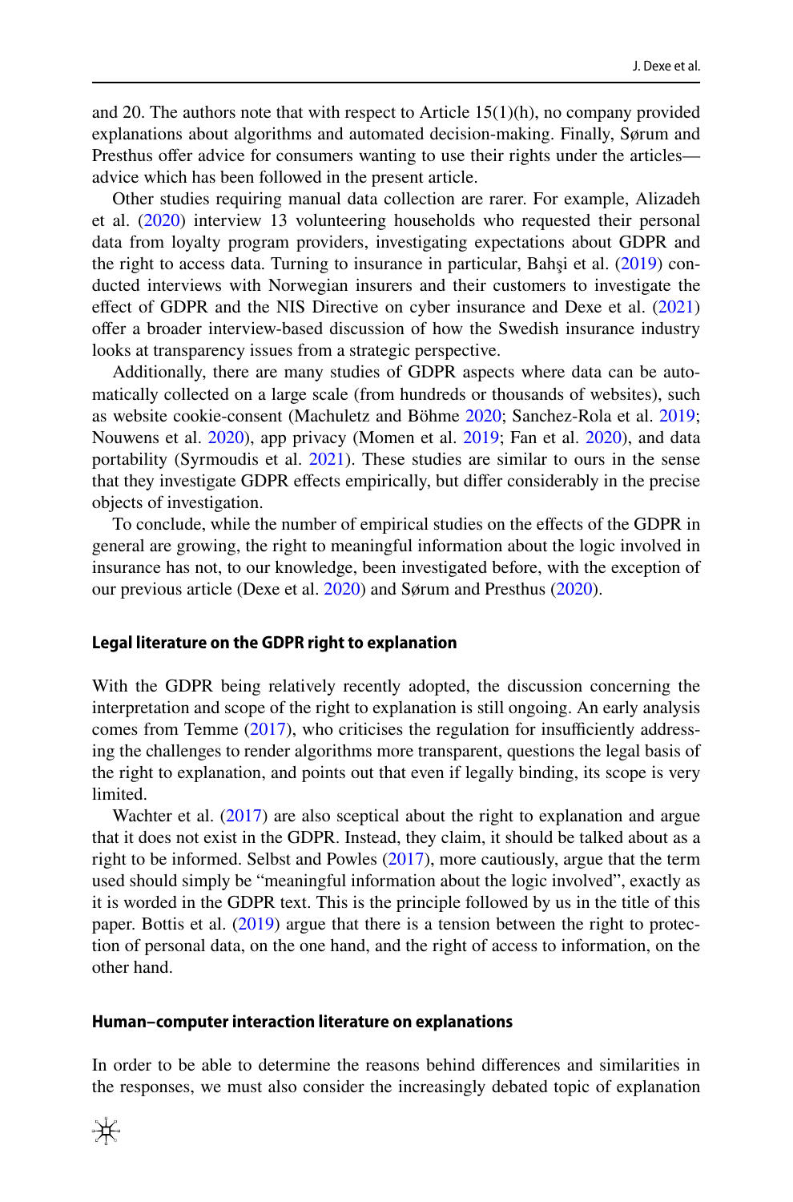and 20. The authors note that with respect to Article 15(1)(h), no company provided explanations about algorithms and automated decision-making. Finally, Sørum and Presthus offer advice for consumers wanting to use their rights under the articles—advice which has been followed in the present article.

Other studies requiring manual data collection are rarer. For example, Alizadeh et al. (2020) interview 13 volunteering households who requested their personal data from loyalty program providers, investigating expectations about GDPR and the right to access data. Turning to insurance in particular, Bahşi et al. (2019) conducted interviews with Norwegian insurers and their customers to investigate the effect of GDPR and the NIS Directive on cyber insurance and Dexe et al. (2021) offer a broader interview-based discussion of how the Swedish insurance industry looks at transparency issues from a strategic perspective.

Additionally, there are many studies of GDPR aspects where data can be automatically collected on a large scale (from hundreds or thousands of websites), such as website cookie-consent (Machuletz and Böhme 2020; Sanchez-Rola et al. 2019; Nouwens et al. 2020), app privacy (Momen et al. 2019; Fan et al. 2020), and data portability (Syrmoudis et al. 2021). These studies are similar to ours in the sense that they investigate GDPR effects empirically, but differ considerably in the precise objects of investigation.

To conclude, while the number of empirical studies on the effects of the GDPR in general are growing, the right to meaningful information about the logic involved in insurance has not, to our knowledge, been investigated before, with the exception of our previous article (Dexe et al. 2020) and Sørum and Presthus (2020).

### Legal literature on the GDPR right to explanation

With the GDPR being relatively recently adopted, the discussion concerning the interpretation and scope of the right to explanation is still ongoing. An early analysis comes from Temme (2017), who criticises the regulation for insufficiently addressing the challenges to render algorithms more transparent, questions the legal basis of the right to explanation, and points out that even if legally binding, its scope is very limited.

Wachter et al. (2017) are also sceptical about the right to explanation and argue that it does not exist in the GDPR. Instead, they claim, it should be talked about as a right to be informed. Selbst and Powles (2017), more cautiously, argue that the term used should simply be "meaningful information about the logic involved", exactly as it is worded in the GDPR text. This is the principle followed by us in the title of this paper. Bottis et al. (2019) argue that there is a tension between the right to protection of personal data, on the one hand, and the right of access to information, on the other hand.

### Human–computer interaction literature on explanations

In order to be able to determine the reasons behind differences and similarities in the responses, we must also consider the increasingly debated topic of explanation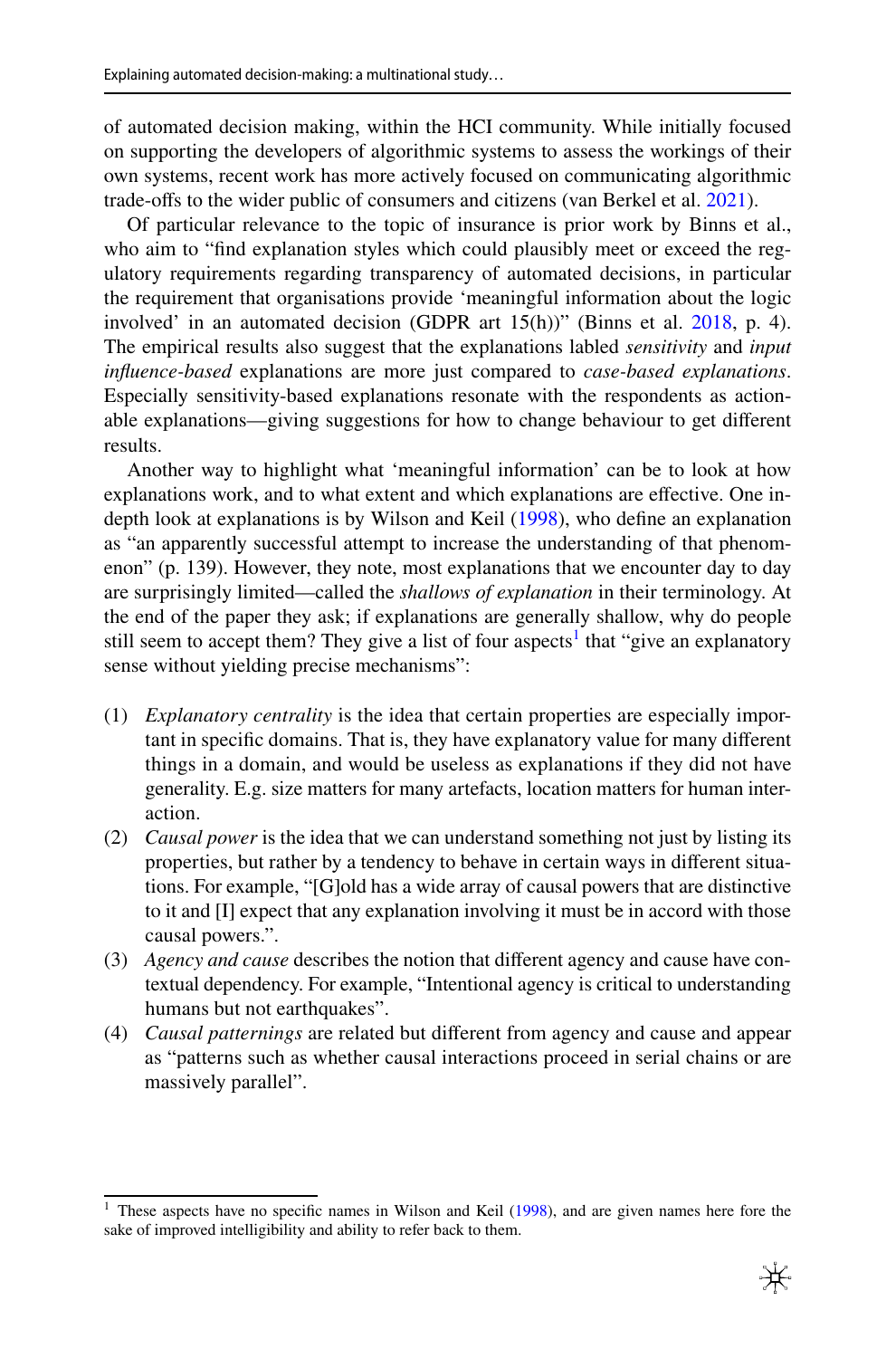of automated decision making, within the HCI community. While initially focused on supporting the developers of algorithmic systems to assess the workings of their own systems, recent work has more actively focused on communicating algorithmic trade-offs to the wider public of consumers and citizens (van Berkel et al. 2021).

Of particular relevance to the topic of insurance is prior work by Binns et al., who aim to "find explanation styles which could plausibly meet or exceed the regulatory requirements regarding transparency of automated decisions, in particular the requirement that organisations provide 'meaningful information about the logic involved' in an automated decision (GDPR art 15(h))" (Binns et al. 2018, p. 4). The empirical results also suggest that the explanations labled *sensitivity* and *input influence-based* explanations are more just compared to *case-based explanations*. Especially sensitivity-based explanations resonate with the respondents as actionable explanations—giving suggestions for how to change behaviour to get different results.

Another way to highlight what 'meaningful information' can be to look at how explanations work, and to what extent and which explanations are effective. One in-depth look at explanations is by Wilson and Keil (1998), who define an explanation as "an apparently successful attempt to increase the understanding of that phenomenon" (p. 139). However, they note, most explanations that we encounter day to day are surprisingly limited—called the *shallows of explanation* in their terminology. At the end of the paper they ask; if explanations are generally shallow, why do people still seem to accept them? They give a list of four aspects[1] that "give an explanatory sense without yielding precise mechanisms":

(1) *Explanatory centrality* is the idea that certain properties are especially important in specific domains. That is, they have explanatory value for many different things in a domain, and would be useless as explanations if they did not have generality. E.g. size matters for many artefacts, location matters for human interaction.
(2) *Causal power* is the idea that we can understand something not just by listing its properties, but rather by a tendency to behave in certain ways in different situations. For example, "[G]old has a wide array of causal powers that are distinctive to it and [I] expect that any explanation involving it must be in accord with those causal powers.".
(3) *Agency and cause* describes the notion that different agency and cause have contextual dependency. For example, "Intentional agency is critical to understanding humans but not earthquakes".
(4) *Causal patternings* are related but different from agency and cause and appear as "patterns such as whether causal interactions proceed in serial chains or are massively parallel".

[1] These aspects have no specific names in Wilson and Keil (1998), and are given names here fore the sake of improved intelligibility and ability to refer back to them.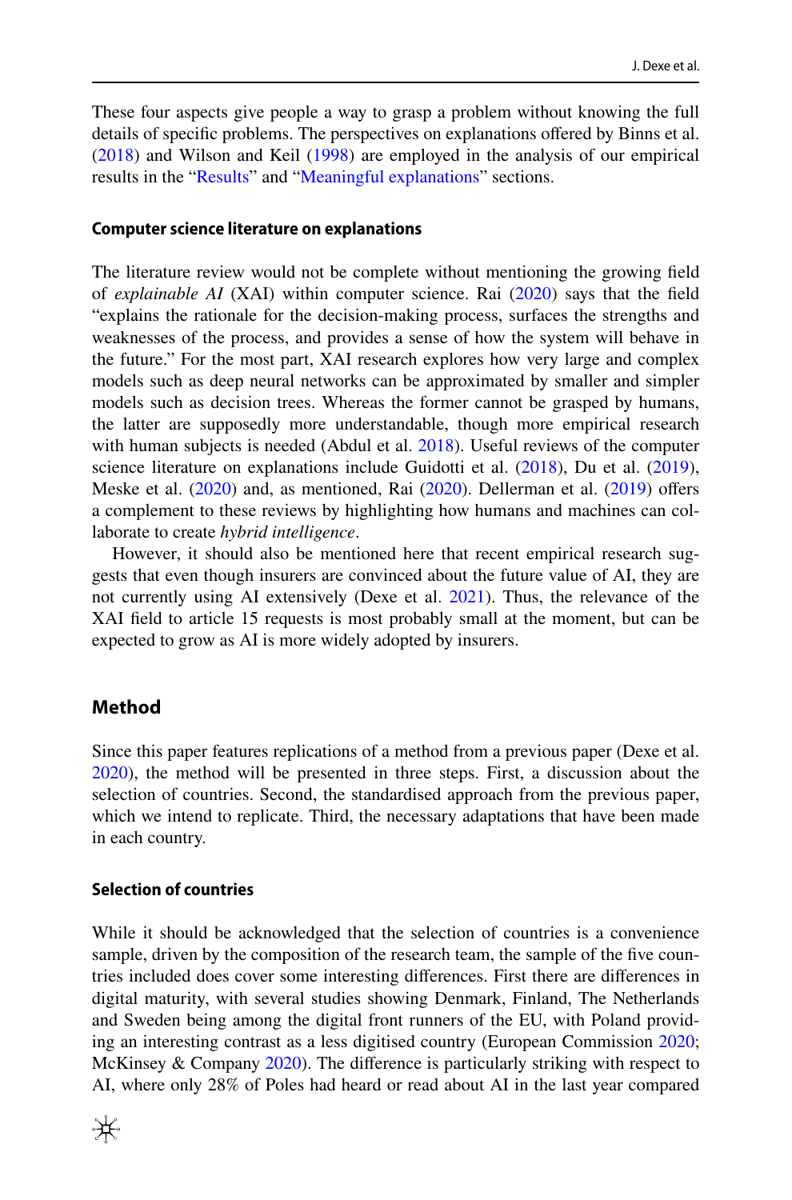These four aspects give people a way to grasp a problem without knowing the full details of specific problems. The perspectives on explanations offered by Binns et al. (2018) and Wilson and Keil (1998) are employed in the analysis of our empirical results in the "Results" and "Meaningful explanations" sections.

### Computer science literature on explanations

The literature review would not be complete without mentioning the growing field of *explainable AI* (XAI) within computer science. Rai (2020) says that the field "explains the rationale for the decision-making process, surfaces the strengths and weaknesses of the process, and provides a sense of how the system will behave in the future." For the most part, XAI research explores how very large and complex models such as deep neural networks can be approximated by smaller and simpler models such as decision trees. Whereas the former cannot be grasped by humans, the latter are supposedly more understandable, though more empirical research with human subjects is needed (Abdul et al. 2018). Useful reviews of the computer science literature on explanations include Guidotti et al. (2018), Du et al. (2019), Meske et al. (2020) and, as mentioned, Rai (2020). Dellerman et al. (2019) offers a complement to these reviews by highlighting how humans and machines can collaborate to create *hybrid intelligence*.

However, it should also be mentioned here that recent empirical research suggests that even though insurers are convinced about the future value of AI, they are not currently using AI extensively (Dexe et al. 2021). Thus, the relevance of the XAI field to article 15 requests is most probably small at the moment, but can be expected to grow as AI is more widely adopted by insurers.

## Method

Since this paper features replications of a method from a previous paper (Dexe et al. 2020), the method will be presented in three steps. First, a discussion about the selection of countries. Second, the standardised approach from the previous paper, which we intend to replicate. Third, the necessary adaptations that have been made in each country.

### Selection of countries

While it should be acknowledged that the selection of countries is a convenience sample, driven by the composition of the research team, the sample of the five countries included does cover some interesting differences. First there are differences in digital maturity, with several studies showing Denmark, Finland, The Netherlands and Sweden being among the digital front runners of the EU, with Poland providing an interesting contrast as a less digitised country (European Commission 2020; McKinsey & Company 2020). The difference is particularly striking with respect to AI, where only 28% of Poles had heard or read about AI in the last year compared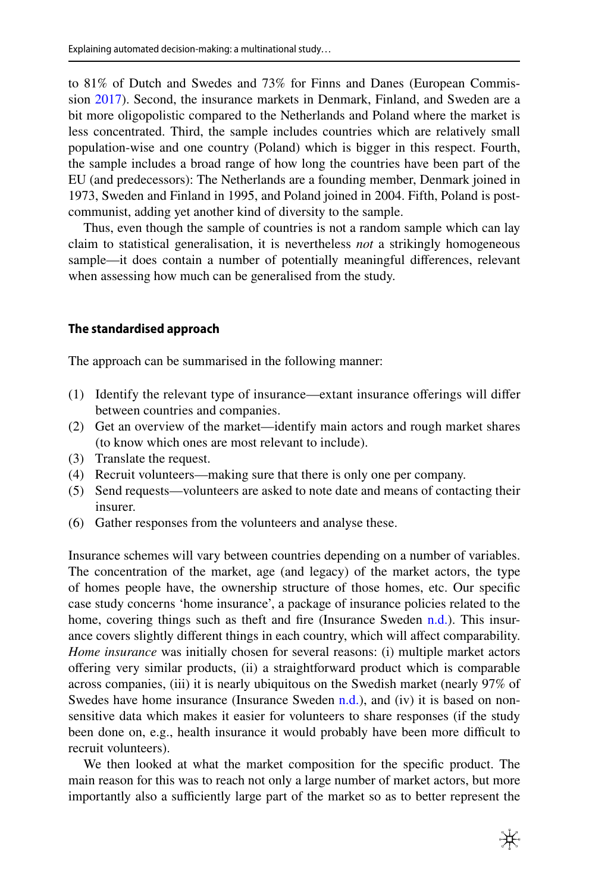to 81% of Dutch and Swedes and 73% for Finns and Danes (European Commission 2017). Second, the insurance markets in Denmark, Finland, and Sweden are a bit more oligopolistic compared to the Netherlands and Poland where the market is less concentrated. Third, the sample includes countries which are relatively small population-wise and one country (Poland) which is bigger in this respect. Fourth, the sample includes a broad range of how long the countries have been part of the EU (and predecessors): The Netherlands are a founding member, Denmark joined in 1973, Sweden and Finland in 1995, and Poland joined in 2004. Fifth, Poland is post-communist, adding yet another kind of diversity to the sample.

Thus, even though the sample of countries is not a random sample which can lay claim to statistical generalisation, it is nevertheless *not* a strikingly homogeneous sample—it does contain a number of potentially meaningful differences, relevant when assessing how much can be generalised from the study.

### The standardised approach

The approach can be summarised in the following manner:

(1) Identify the relevant type of insurance—extant insurance offerings will differ between countries and companies.
(2) Get an overview of the market—identify main actors and rough market shares (to know which ones are most relevant to include).
(3) Translate the request.
(4) Recruit volunteers—making sure that there is only one per company.
(5) Send requests—volunteers are asked to note date and means of contacting their insurer.
(6) Gather responses from the volunteers and analyse these.

Insurance schemes will vary between countries depending on a number of variables. The concentration of the market, age (and legacy) of the market actors, the type of homes people have, the ownership structure of those homes, etc. Our specific case study concerns 'home insurance', a package of insurance policies related to the home, covering things such as theft and fire (Insurance Sweden n.d.). This insurance covers slightly different things in each country, which will affect comparability. *Home insurance* was initially chosen for several reasons: (i) multiple market actors offering very similar products, (ii) a straightforward product which is comparable across companies, (iii) it is nearly ubiquitous on the Swedish market (nearly 97% of Swedes have home insurance (Insurance Sweden n.d.), and (iv) it is based on non-sensitive data which makes it easier for volunteers to share responses (if the study been done on, e.g., health insurance it would probably have been more difficult to recruit volunteers).

We then looked at what the market composition for the specific product. The main reason for this was to reach not only a large number of market actors, but more importantly also a sufficiently large part of the market so as to better represent the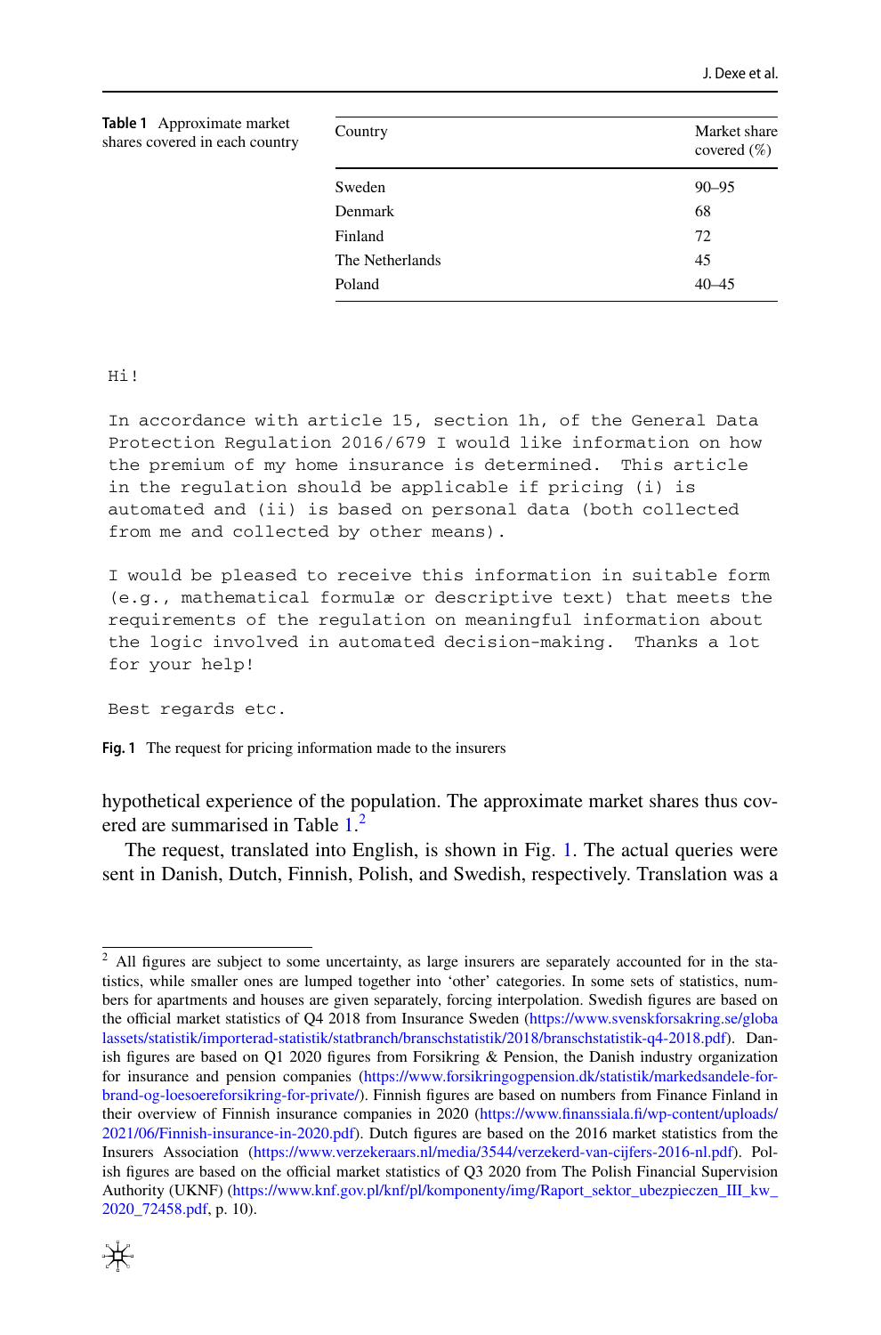**Table 1** Approximate market shares covered in each country

| Country | Market share covered (%) |
|---|---|
| Sweden | 90–95 |
| Denmark | 68 |
| Finland | 72 |
| The Netherlands | 45 |
| Poland | 40–45 |

```
Hi!

In accordance with article 15, section 1h, of the General Data
Protection Regulation 2016/679 I would like information on how
the premium of my home insurance is determined.  This article
in the regulation should be applicable if pricing (i) is
automated and (ii) is based on personal data (both collected
from me and collected by other means).

I would be pleased to receive this information in suitable form
(e.g., mathematical formulæ or descriptive text) that meets the
requirements of the regulation on meaningful information about
the logic involved in automated decision-making.  Thanks a lot
for your help!

Best regards etc.
```

**Fig. 1** The request for pricing information made to the insurers

hypothetical experience of the population. The approximate market shares thus covered are summarised in Table 1.[2]

The request, translated into English, is shown in Fig. 1. The actual queries were sent in Danish, Dutch, Finnish, Polish, and Swedish, respectively. Translation was a

---

[2] All figures are subject to some uncertainty, as large insurers are separately accounted for in the statistics, while smaller ones are lumped together into 'other' categories. In some sets of statistics, numbers for apartments and houses are given separately, forcing interpolation. Swedish figures are based on the official market statistics of Q4 2018 from Insurance Sweden (https://www.svenskforsakring.se/globalassets/statistik/importerad-statistik/statbranch/branschstatistik/2018/branschstatistik-q4-2018.pdf). Danish figures are based on Q1 2020 figures from Forsikring & Pension, the Danish industry organization for insurance and pension companies (https://www.forsikringogpension.dk/statistik/markedsandele-for-brand-og-loesoereforsikring-for-private/). Finnish figures are based on numbers from Finance Finland in their overview of Finnish insurance companies in 2020 (https://www.finanssiala.fi/wp-content/uploads/2021/06/Finnish-insurance-in-2020.pdf). Dutch figures are based on the 2016 market statistics from the Insurers Association (https://www.verzekeraars.nl/media/3544/verzekerd-van-cijfers-2016-nl.pdf). Polish figures are based on the official market statistics of Q3 2020 from The Polish Financial Supervision Authority (UKNF) (https://www.knf.gov.pl/knf/pl/komponenty/img/Raport_sektor_ubezpieczen_III_kw_2020_72458.pdf, p. 10).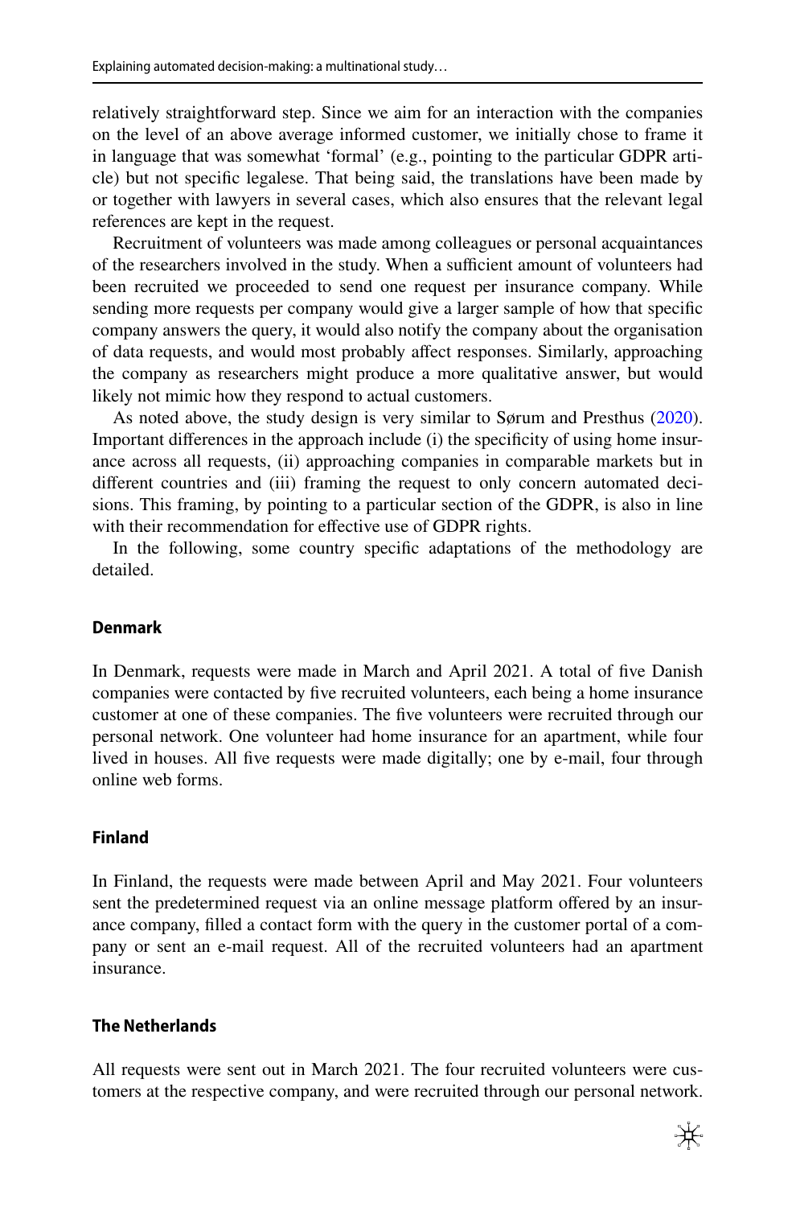relatively straightforward step. Since we aim for an interaction with the companies on the level of an above average informed customer, we initially chose to frame it in language that was somewhat 'formal' (e.g., pointing to the particular GDPR article) but not specific legalese. That being said, the translations have been made by or together with lawyers in several cases, which also ensures that the relevant legal references are kept in the request.

Recruitment of volunteers was made among colleagues or personal acquaintances of the researchers involved in the study. When a sufficient amount of volunteers had been recruited we proceeded to send one request per insurance company. While sending more requests per company would give a larger sample of how that specific company answers the query, it would also notify the company about the organisation of data requests, and would most probably affect responses. Similarly, approaching the company as researchers might produce a more qualitative answer, but would likely not mimic how they respond to actual customers.

As noted above, the study design is very similar to Sørum and Presthus (2020). Important differences in the approach include (i) the specificity of using home insurance across all requests, (ii) approaching companies in comparable markets but in different countries and (iii) framing the request to only concern automated decisions. This framing, by pointing to a particular section of the GDPR, is also in line with their recommendation for effective use of GDPR rights.

In the following, some country specific adaptations of the methodology are detailed.

### Denmark

In Denmark, requests were made in March and April 2021. A total of five Danish companies were contacted by five recruited volunteers, each being a home insurance customer at one of these companies. The five volunteers were recruited through our personal network. One volunteer had home insurance for an apartment, while four lived in houses. All five requests were made digitally; one by e-mail, four through online web forms.

### Finland

In Finland, the requests were made between April and May 2021. Four volunteers sent the predetermined request via an online message platform offered by an insurance company, filled a contact form with the query in the customer portal of a company or sent an e-mail request. All of the recruited volunteers had an apartment insurance.

### The Netherlands

All requests were sent out in March 2021. The four recruited volunteers were customers at the respective company, and were recruited through our personal network.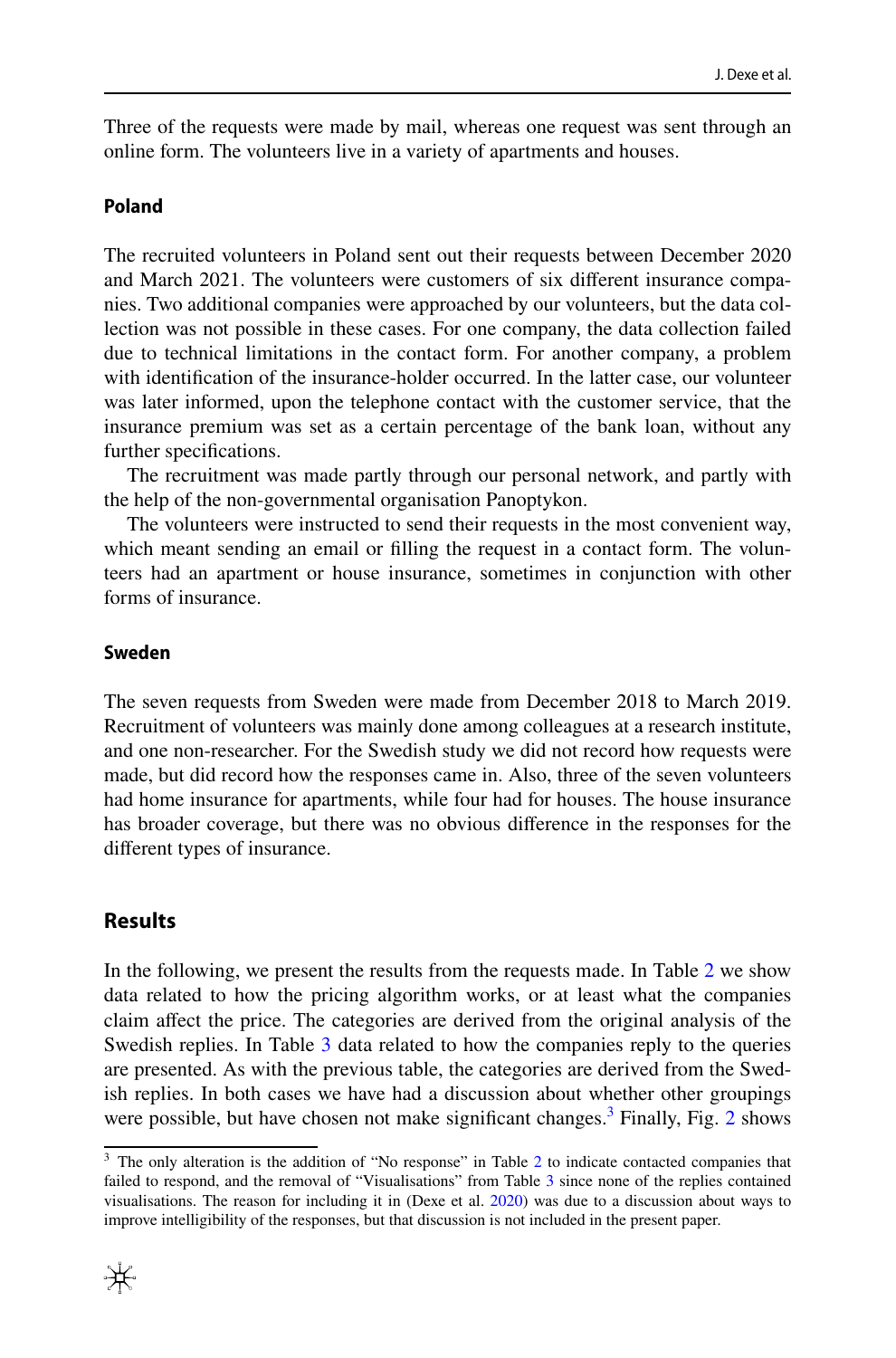Three of the requests were made by mail, whereas one request was sent through an online form. The volunteers live in a variety of apartments and houses.

#### Poland

The recruited volunteers in Poland sent out their requests between December 2020 and March 2021. The volunteers were customers of six different insurance companies. Two additional companies were approached by our volunteers, but the data collection was not possible in these cases. For one company, the data collection failed due to technical limitations in the contact form. For another company, a problem with identification of the insurance-holder occurred. In the latter case, our volunteer was later informed, upon the telephone contact with the customer service, that the insurance premium was set as a certain percentage of the bank loan, without any further specifications.

The recruitment was made partly through our personal network, and partly with the help of the non-governmental organisation Panoptykon.

The volunteers were instructed to send their requests in the most convenient way, which meant sending an email or filling the request in a contact form. The volunteers had an apartment or house insurance, sometimes in conjunction with other forms of insurance.

#### Sweden

The seven requests from Sweden were made from December 2018 to March 2019. Recruitment of volunteers was mainly done among colleagues at a research institute, and one non-researcher. For the Swedish study we did not record how requests were made, but did record how the responses came in. Also, three of the seven volunteers had home insurance for apartments, while four had for houses. The house insurance has broader coverage, but there was no obvious difference in the responses for the different types of insurance.

## Results

In the following, we present the results from the requests made. In Table 2 we show data related to how the pricing algorithm works, or at least what the companies claim affect the price. The categories are derived from the original analysis of the Swedish replies. In Table 3 data related to how the companies reply to the queries are presented. As with the previous table, the categories are derived from the Swedish replies. In both cases we have had a discussion about whether other groupings were possible, but have chosen not make significant changes.[3] Finally, Fig. 2 shows

[3] The only alteration is the addition of "No response" in Table 2 to indicate contacted companies that failed to respond, and the removal of "Visualisations" from Table 3 since none of the replies contained visualisations. The reason for including it in (Dexe et al. 2020) was due to a discussion about ways to improve intelligibility of the responses, but that discussion is not included in the present paper.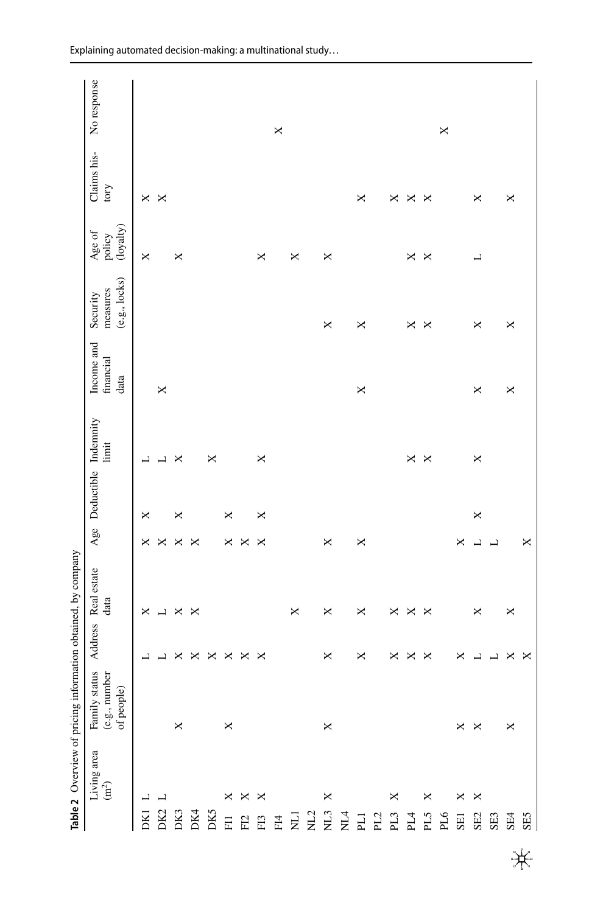**Table 2** Overview of pricing information obtained, by company

| | Living area (m²) | Family status (e.g., number of people) | Address | Real estate data | Age | Deductible | Indemnity limit | Income and financial data | Security measures (e.g., locks) | Age of policy (loyalty) | Claims history | No response |
|---|---|---|---|---|---|---|---|---|---|---|---|---|
| DK1 | L | | L | X | X | X | L | | | X | X | |
| DK2 | L | | L | L | X | | L | X | | | X | |
| DK3 | | X | X | X | X | X | X | | | X | | |
| DK4 | | | X | X | X | | | | | | | |
| DK5 | | | X | | | | X | | | | | |
| FI1 | X | X | X | | X | X | | | | | | |
| FI2 | X | | X | | X | | | | | | | |
| FI3 | X | | X | | X | X | X | | | X | | |
| FI4 | | | | | | | | | | | | X |
| NL1 | | | | X | | | | | | X | | |
| NL2 | | | | | | | | | | | | |
| NL3 | X | X | X | X | X | | | | X | X | | |
| NL4 | | | | | | | | | | | | |
| PL1 | | | X | X | X | | | X | X | | X | |
| PL2 | | | | | | | | | | | | |
| PL3 | X | | X | X | | | | | | | X | |
| PL4 | | | X | X | | | X | | X | X | X | |
| PL5 | X | | X | X | | | X | | X | X | X | |
| PL6 | | | | | | | | | | | | X |
| SE1 | X | X | X | | X | | | | | | | |
| SE2 | X | X | L | X | L | X | X | X | X | L | X | |
| SE3 | | | L | | L | | | | | | | |
| SE4 | | X | X | X | | | | X | X | | X | |
| SE5 | | | X | | X | | | | | | | |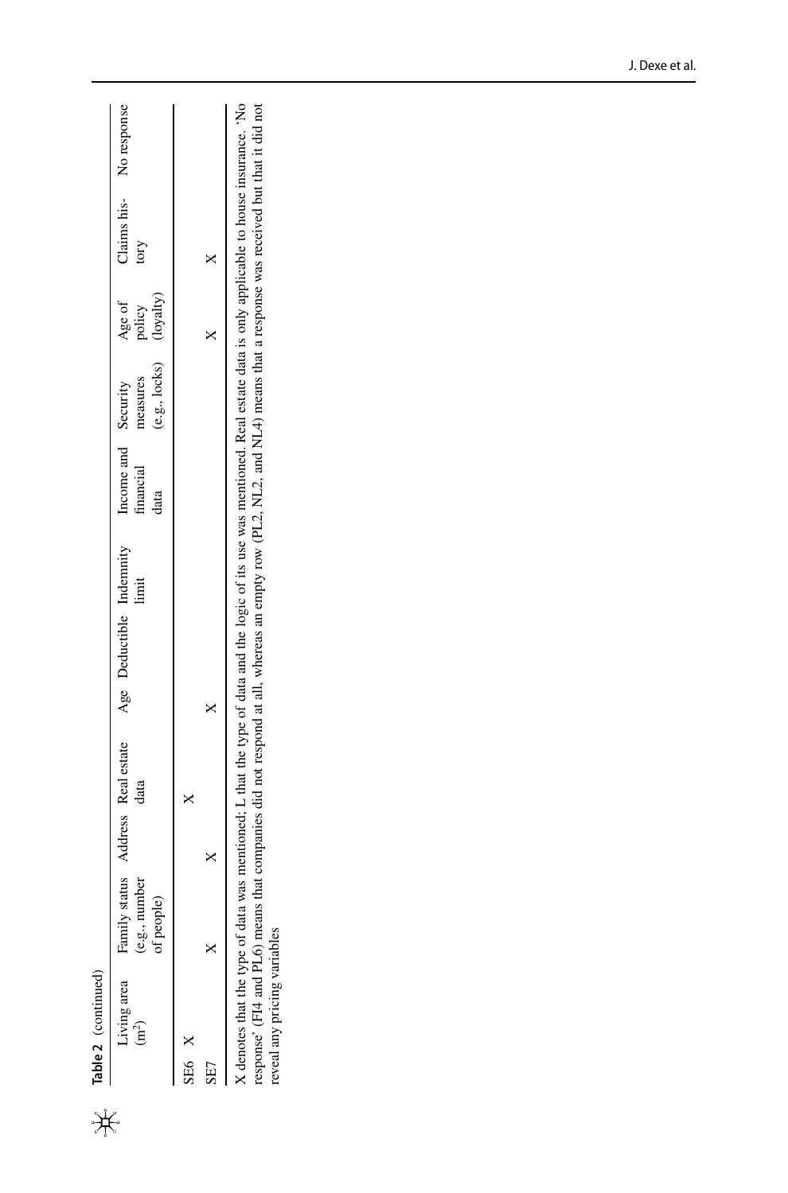**Table 2** (continued)

| | Living area (m$^2$) | Family status (e.g., number of people) | Address | Real estate data | Age | Deductible | Indemnity limit | Income and financial data | Security measures (e.g., locks) | Age of policy (loyalty) | Claims history | No response |
|---|---|---|---|---|---|---|---|---|---|---|---|---|
| SE6 | X | | | X | | | | | | | | |
| SE7 | | X | X | | X | | | | | X | X | |

X denotes that the type of data was mentioned; L that the type of data and the logic of its use was mentioned. Real estate data is only applicable to house insurance. 'No response' (FI4 and PL6) means that companies did not respond at all, whereas an empty row (PL2, NL2, and NL4) means that a response was received but that it did not reveal any pricing variables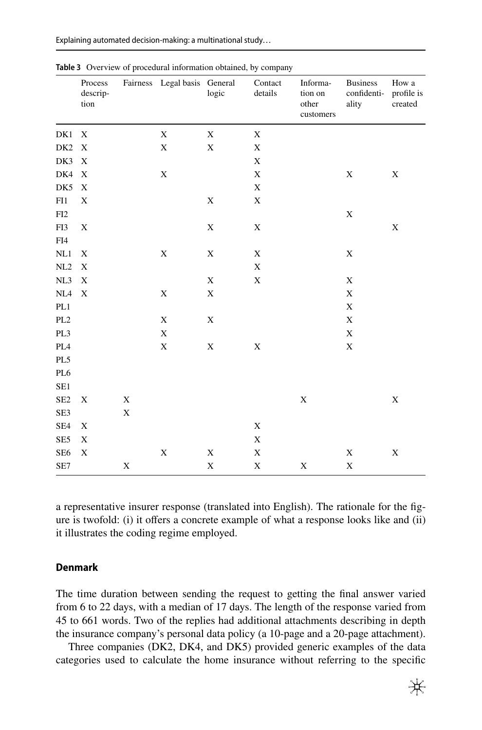**Table 3** Overview of procedural information obtained, by company

| | Process description | Fairness | Legal basis | General logic | Contact details | Information on other customers | Business confidentiality | How a profile is created |
|---|---|---|---|---|---|---|---|---|
| DK1 | X | | X | X | X | | | |
| DK2 | X | | X | X | X | | | |
| DK3 | X | | | | X | | | |
| DK4 | X | | X | | X | | X | X |
| DK5 | X | | | | X | | | |
| FI1 | X | | | X | X | | | |
| FI2 | | | | | | | X | |
| FI3 | X | | | X | X | | | X |
| FI4 | | | | | | | | |
| NL1 | X | | X | X | X | | X | |
| NL2 | X | | | | X | | | |
| NL3 | X | | | X | X | | X | |
| NL4 | X | | X | X | | | X | |
| PL1 | | | | | | | X | |
| PL2 | | | X | X | | | X | |
| PL3 | | | X | | | | X | |
| PL4 | | | X | X | X | | X | |
| PL5 | | | | | | | | |
| PL6 | | | | | | | | |
| SE1 | | | | | | | | |
| SE2 | X | X | | | | X | | X |
| SE3 | | X | | | | | | |
| SE4 | X | | | | X | | | |
| SE5 | X | | | | X | | | |
| SE6 | X | | X | X | X | | X | X |
| SE7 | | X | | X | X | X | X | |

a representative insurer response (translated into English). The rationale for the figure is twofold: (i) it offers a concrete example of what a response looks like and (ii) it illustrates the coding regime employed.

#### Denmark

The time duration between sending the request to getting the final answer varied from 6 to 22 days, with a median of 17 days. The length of the response varied from 45 to 661 words. Two of the replies had additional attachments describing in depth the insurance company's personal data policy (a 10-page and a 20-page attachment).

Three companies (DK2, DK4, and DK5) provided generic examples of the data categories used to calculate the home insurance without referring to the specific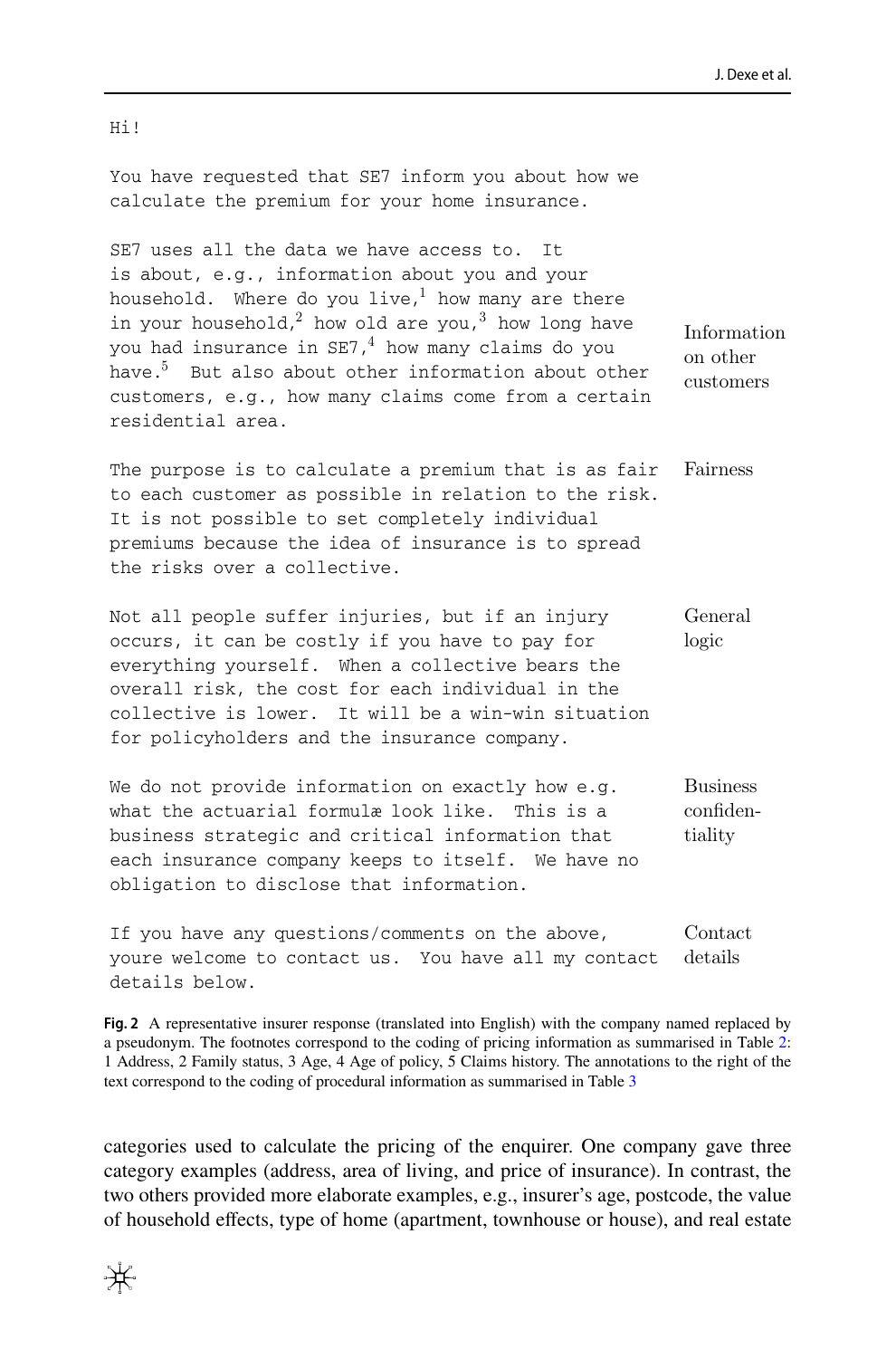```
Hi!

You have requested that SE7 inform you about how we
calculate the premium for your home insurance.

SE7 uses all the data we have access to.  It
is about, e.g., information about you and your
household.  Where do you live,[1] how many are there
in your household,[2] how old are you,[3] how long have
you had insurance in SE7,[4] how many claims do you
have.[5]  But also about other information about other
customers, e.g., how many claims come from a certain
residential area.
```

Information on other customers

```
The purpose is to calculate a premium that is as fair
to each customer as possible in relation to the risk.
It is not possible to set completely individual
premiums because the idea of insurance is to spread
the risks over a collective.
```

Fairness

```
Not all people suffer injuries, but if an injury
occurs, it can be costly if you have to pay for
everything yourself.  When a collective bears the
overall risk, the cost for each individual in the
collective is lower.  It will be a win-win situation
for policyholders and the insurance company.
```

General logic

```
We do not provide information on exactly how e.g.
what the actuarial formulæ look like.  This is a
business strategic and critical information that
each insurance company keeps to itself.  We have no
obligation to disclose that information.
```

Business confidentiality

```
If you have any questions/comments on the above,
youre welcome to contact us.  You have all my contact
details below.
```

Contact details

**Fig. 2** A representative insurer response (translated into English) with the company named replaced by a pseudonym. The footnotes correspond to the coding of pricing information as summarised in Table 2: 1 Address, 2 Family status, 3 Age, 4 Age of policy, 5 Claims history. The annotations to the right of the text correspond to the coding of procedural information as summarised in Table 3

categories used to calculate the pricing of the enquirer. One company gave three category examples (address, area of living, and price of insurance). In contrast, the two others provided more elaborate examples, e.g., insurer's age, postcode, the value of household effects, type of home (apartment, townhouse or house), and real estate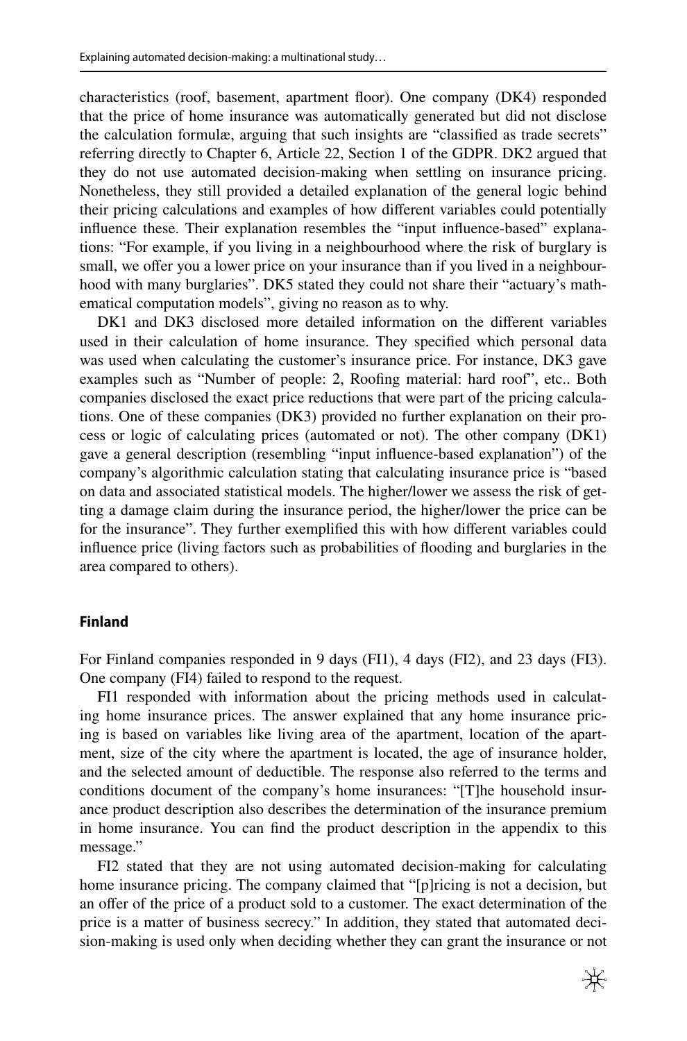characteristics (roof, basement, apartment floor). One company (DK4) responded that the price of home insurance was automatically generated but did not disclose the calculation formulæ, arguing that such insights are "classified as trade secrets" referring directly to Chapter 6, Article 22, Section 1 of the GDPR. DK2 argued that they do not use automated decision-making when settling on insurance pricing. Nonetheless, they still provided a detailed explanation of the general logic behind their pricing calculations and examples of how different variables could potentially influence these. Their explanation resembles the "input influence-based" explanations: "For example, if you living in a neighbourhood where the risk of burglary is small, we offer you a lower price on your insurance than if you lived in a neighbourhood with many burglaries". DK5 stated they could not share their "actuary's mathematical computation models", giving no reason as to why.

DK1 and DK3 disclosed more detailed information on the different variables used in their calculation of home insurance. They specified which personal data was used when calculating the customer's insurance price. For instance, DK3 gave examples such as "Number of people: 2, Roofing material: hard roof", etc.. Both companies disclosed the exact price reductions that were part of the pricing calculations. One of these companies (DK3) provided no further explanation on their process or logic of calculating prices (automated or not). The other company (DK1) gave a general description (resembling "input influence-based explanation") of the company's algorithmic calculation stating that calculating insurance price is "based on data and associated statistical models. The higher/lower we assess the risk of getting a damage claim during the insurance period, the higher/lower the price can be for the insurance". They further exemplified this with how different variables could influence price (living factors such as probabilities of flooding and burglaries in the area compared to others).

#### Finland

For Finland companies responded in 9 days (FI1), 4 days (FI2), and 23 days (FI3). One company (FI4) failed to respond to the request.

FI1 responded with information about the pricing methods used in calculating home insurance prices. The answer explained that any home insurance pricing is based on variables like living area of the apartment, location of the apartment, size of the city where the apartment is located, the age of insurance holder, and the selected amount of deductible. The response also referred to the terms and conditions document of the company's home insurances: "[T]he household insurance product description also describes the determination of the insurance premium in home insurance. You can find the product description in the appendix to this message."

FI2 stated that they are not using automated decision-making for calculating home insurance pricing. The company claimed that "[p]ricing is not a decision, but an offer of the price of a product sold to a customer. The exact determination of the price is a matter of business secrecy." In addition, they stated that automated decision-making is used only when deciding whether they can grant the insurance or not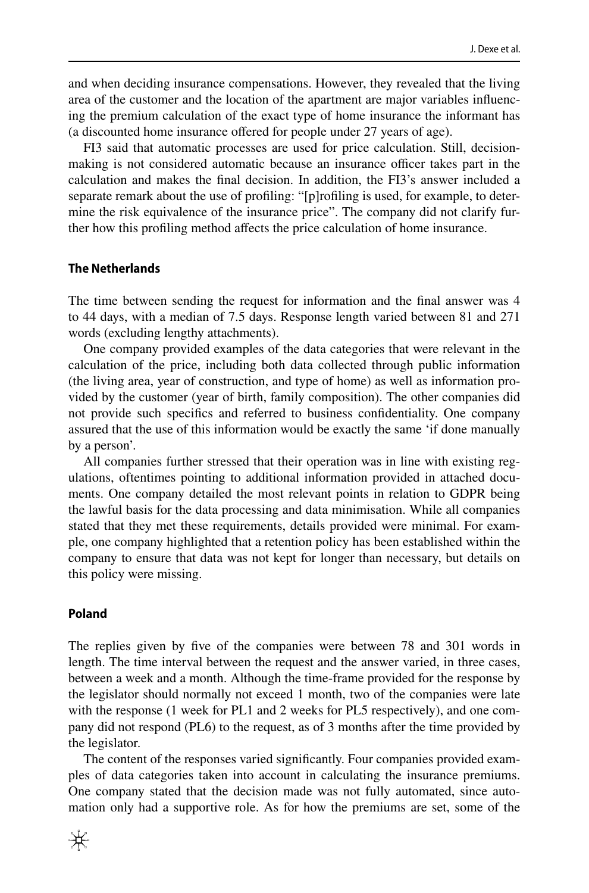and when deciding insurance compensations. However, they revealed that the living area of the customer and the location of the apartment are major variables influencing the premium calculation of the exact type of home insurance the informant has (a discounted home insurance offered for people under 27 years of age).

FI3 said that automatic processes are used for price calculation. Still, decision-making is not considered automatic because an insurance officer takes part in the calculation and makes the final decision. In addition, the FI3's answer included a separate remark about the use of profiling: "[p]rofiling is used, for example, to determine the risk equivalence of the insurance price". The company did not clarify further how this profiling method affects the price calculation of home insurance.

#### The Netherlands

The time between sending the request for information and the final answer was 4 to 44 days, with a median of 7.5 days. Response length varied between 81 and 271 words (excluding lengthy attachments).

One company provided examples of the data categories that were relevant in the calculation of the price, including both data collected through public information (the living area, year of construction, and type of home) as well as information provided by the customer (year of birth, family composition). The other companies did not provide such specifics and referred to business confidentiality. One company assured that the use of this information would be exactly the same 'if done manually by a person'.

All companies further stressed that their operation was in line with existing regulations, oftentimes pointing to additional information provided in attached documents. One company detailed the most relevant points in relation to GDPR being the lawful basis for the data processing and data minimisation. While all companies stated that they met these requirements, details provided were minimal. For example, one company highlighted that a retention policy has been established within the company to ensure that data was not kept for longer than necessary, but details on this policy were missing.

#### Poland

The replies given by five of the companies were between 78 and 301 words in length. The time interval between the request and the answer varied, in three cases, between a week and a month. Although the time-frame provided for the response by the legislator should normally not exceed 1 month, two of the companies were late with the response (1 week for PL1 and 2 weeks for PL5 respectively), and one company did not respond (PL6) to the request, as of 3 months after the time provided by the legislator.

The content of the responses varied significantly. Four companies provided examples of data categories taken into account in calculating the insurance premiums. One company stated that the decision made was not fully automated, since automation only had a supportive role. As for how the premiums are set, some of the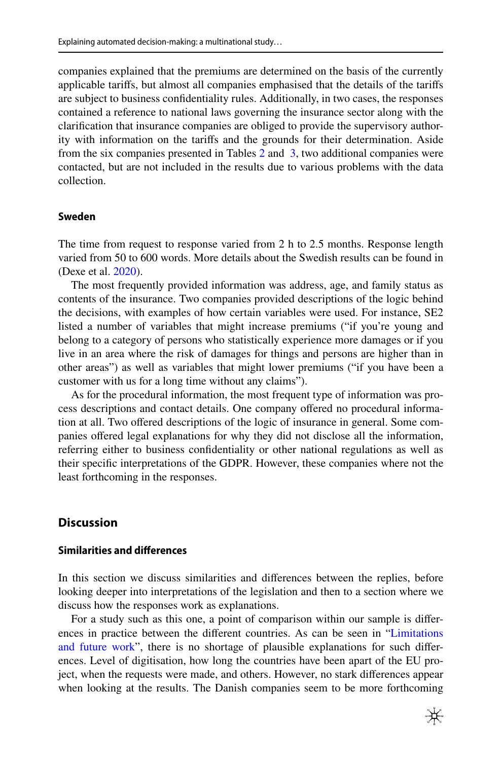companies explained that the premiums are determined on the basis of the currently applicable tariffs, but almost all companies emphasised that the details of the tariffs are subject to business confidentiality rules. Additionally, in two cases, the responses contained a reference to national laws governing the insurance sector along with the clarification that insurance companies are obliged to provide the supervisory authority with information on the tariffs and the grounds for their determination. Aside from the six companies presented in Tables 2 and 3, two additional companies were contacted, but are not included in the results due to various problems with the data collection.

### Sweden

The time from request to response varied from 2 h to 2.5 months. Response length varied from 50 to 600 words. More details about the Swedish results can be found in (Dexe et al. 2020).

The most frequently provided information was address, age, and family status as contents of the insurance. Two companies provided descriptions of the logic behind the decisions, with examples of how certain variables were used. For instance, SE2 listed a number of variables that might increase premiums ("if you're young and belong to a category of persons who statistically experience more damages or if you live in an area where the risk of damages for things and persons are higher than in other areas") as well as variables that might lower premiums ("if you have been a customer with us for a long time without any claims").

As for the procedural information, the most frequent type of information was process descriptions and contact details. One company offered no procedural information at all. Two offered descriptions of the logic of insurance in general. Some companies offered legal explanations for why they did not disclose all the information, referring either to business confidentiality or other national regulations as well as their specific interpretations of the GDPR. However, these companies where not the least forthcoming in the responses.

## Discussion

### Similarities and differences

In this section we discuss similarities and differences between the replies, before looking deeper into interpretations of the legislation and then to a section where we discuss how the responses work as explanations.

For a study such as this one, a point of comparison within our sample is differences in practice between the different countries. As can be seen in "Limitations and future work", there is no shortage of plausible explanations for such differences. Level of digitisation, how long the countries have been apart of the EU project, when the requests were made, and others. However, no stark differences appear when looking at the results. The Danish companies seem to be more forthcoming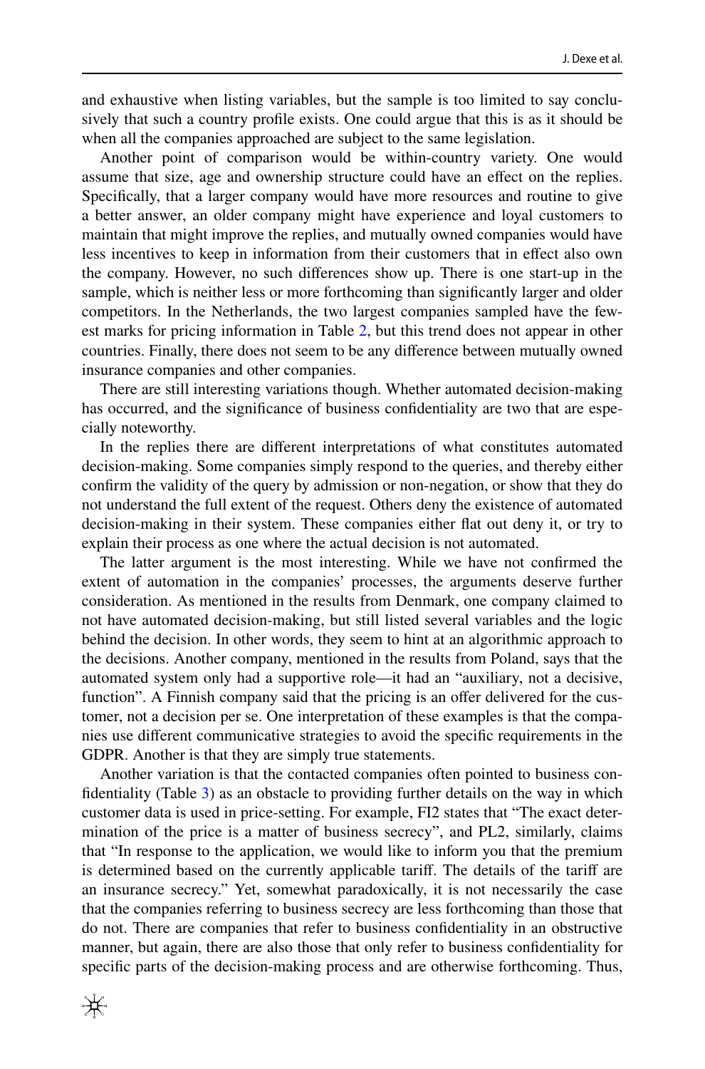and exhaustive when listing variables, but the sample is too limited to say conclusively that such a country profile exists. One could argue that this is as it should be when all the companies approached are subject to the same legislation.

Another point of comparison would be within-country variety. One would assume that size, age and ownership structure could have an effect on the replies. Specifically, that a larger company would have more resources and routine to give a better answer, an older company might have experience and loyal customers to maintain that might improve the replies, and mutually owned companies would have less incentives to keep in information from their customers that in effect also own the company. However, no such differences show up. There is one start-up in the sample, which is neither less or more forthcoming than significantly larger and older competitors. In the Netherlands, the two largest companies sampled have the fewest marks for pricing information in Table 2, but this trend does not appear in other countries. Finally, there does not seem to be any difference between mutually owned insurance companies and other companies.

There are still interesting variations though. Whether automated decision-making has occurred, and the significance of business confidentiality are two that are especially noteworthy.

In the replies there are different interpretations of what constitutes automated decision-making. Some companies simply respond to the queries, and thereby either confirm the validity of the query by admission or non-negation, or show that they do not understand the full extent of the request. Others deny the existence of automated decision-making in their system. These companies either flat out deny it, or try to explain their process as one where the actual decision is not automated.

The latter argument is the most interesting. While we have not confirmed the extent of automation in the companies' processes, the arguments deserve further consideration. As mentioned in the results from Denmark, one company claimed to not have automated decision-making, but still listed several variables and the logic behind the decision. In other words, they seem to hint at an algorithmic approach to the decisions. Another company, mentioned in the results from Poland, says that the automated system only had a supportive role—it had an "auxiliary, not a decisive, function". A Finnish company said that the pricing is an offer delivered for the customer, not a decision per se. One interpretation of these examples is that the companies use different communicative strategies to avoid the specific requirements in the GDPR. Another is that they are simply true statements.

Another variation is that the contacted companies often pointed to business confidentiality (Table 3) as an obstacle to providing further details on the way in which customer data is used in price-setting. For example, FI2 states that "The exact determination of the price is a matter of business secrecy", and PL2, similarly, claims that "In response to the application, we would like to inform you that the premium is determined based on the currently applicable tariff. The details of the tariff are an insurance secrecy." Yet, somewhat paradoxically, it is not necessarily the case that the companies referring to business secrecy are less forthcoming than those that do not. There are companies that refer to business confidentiality in an obstructive manner, but again, there are also those that only refer to business confidentiality for specific parts of the decision-making process and are otherwise forthcoming. Thus,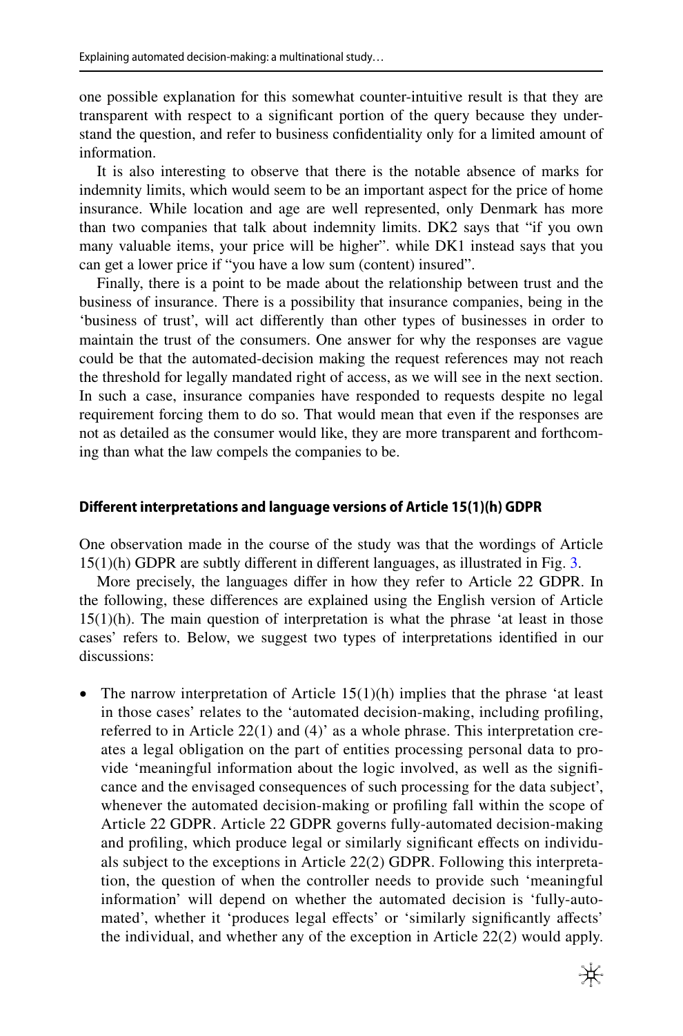one possible explanation for this somewhat counter-intuitive result is that they are transparent with respect to a significant portion of the query because they understand the question, and refer to business confidentiality only for a limited amount of information.

It is also interesting to observe that there is the notable absence of marks for indemnity limits, which would seem to be an important aspect for the price of home insurance. While location and age are well represented, only Denmark has more than two companies that talk about indemnity limits. DK2 says that "if you own many valuable items, your price will be higher". while DK1 instead says that you can get a lower price if "you have a low sum (content) insured".

Finally, there is a point to be made about the relationship between trust and the business of insurance. There is a possibility that insurance companies, being in the 'business of trust', will act differently than other types of businesses in order to maintain the trust of the consumers. One answer for why the responses are vague could be that the automated-decision making the request references may not reach the threshold for legally mandated right of access, as we will see in the next section. In such a case, insurance companies have responded to requests despite no legal requirement forcing them to do so. That would mean that even if the responses are not as detailed as the consumer would like, they are more transparent and forthcoming than what the law compels the companies to be.

## Different interpretations and language versions of Article 15(1)(h) GDPR

One observation made in the course of the study was that the wordings of Article 15(1)(h) GDPR are subtly different in different languages, as illustrated in Fig. 3.

More precisely, the languages differ in how they refer to Article 22 GDPR. In the following, these differences are explained using the English version of Article 15(1)(h). The main question of interpretation is what the phrase 'at least in those cases' refers to. Below, we suggest two types of interpretations identified in our discussions:

- The narrow interpretation of Article 15(1)(h) implies that the phrase 'at least in those cases' relates to the 'automated decision-making, including profiling, referred to in Article 22(1) and (4)' as a whole phrase. This interpretation creates a legal obligation on the part of entities processing personal data to provide 'meaningful information about the logic involved, as well as the significance and the envisaged consequences of such processing for the data subject', whenever the automated decision-making or profiling fall within the scope of Article 22 GDPR. Article 22 GDPR governs fully-automated decision-making and profiling, which produce legal or similarly significant effects on individuals subject to the exceptions in Article 22(2) GDPR. Following this interpretation, the question of when the controller needs to provide such 'meaningful information' will depend on whether the automated decision is 'fully-automated', whether it 'produces legal effects' or 'similarly significantly affects' the individual, and whether any of the exception in Article 22(2) would apply.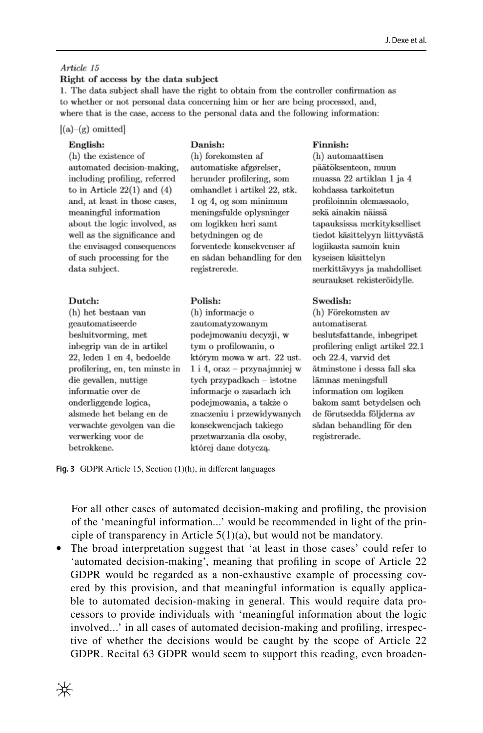*Article 15*

**Right of access by the data subject**

1. The data subject shall have the right to obtain from the controller confirmation as to whether or not personal data concerning him or her are being processed, and, where that is the case, access to the personal data and the following information:

[(a)–(g) omitted]

**English:**
(h) the existence of automated decision-making, including profiling, referred to in Article 22(1) and (4) and, at least in those cases, meaningful information about the logic involved, as well as the significance and the envisaged consequences of such processing for the data subject.

**Danish:**
(h) forekomsten af automatiske afgørelser, herunder profilering, som omhandlet i artikel 22, stk. 1 og 4, og som minimum meningsfulde oplysninger om logikken heri samt betydningen og de forventede konsekvenser af en sådan behandling for den registrerede.

**Finnish:**
(h) automaattisen päätöksenteon, muun muassa 22 artiklan 1 ja 4 kohdassa tarkoitetun profiloinnin olemassaolo, sekä ainakin näissä tapauksissa merkitykselliset tiedot käsittelyyn liittyvästä logiikasta samoin kuin kyseisen käsittelyn merkittävyys ja mahdolliset seuraukset rekisteröidylle.

**Dutch:**
(h) het bestaan van geautomatiseerde besluitvorming, met inbegrip van de in artikel 22, leden 1 en 4, bedoelde profilering, en, ten minste in die gevallen, nuttige informatie over de onderliggende logica, alsmede het belang en de verwachte gevolgen van die verwerking voor de betrokkene.

**Polish:**
(h) informacje o zautomatyzowanym podejmowaniu decyzji, w tym o profilowaniu, o którym mowa w art. 22 ust. 1 i 4, oraz – przynajmniej w tych przypadkach – istotne informacje o zasadach ich podejmowania, a także o znaczeniu i przewidywanych konsekwencjach takiego przetwarzania dla osoby, której dane dotyczą.

**Swedish:**
(h) Förekomsten av automatiserat beslutsfattande, inbegripet profilering enligt artikel 22.1 och 22.4, varvid det åtminstone i dessa fall ska lämnas meningsfull information om logiken bakom samt betydelsen och de förutsedda följderna av sådan behandling för den registrerade.

**Fig. 3** GDPR Article 15, Section (1)(h), in different languages

For all other cases of automated decision-making and profiling, the provision of the 'meaningful information...' would be recommended in light of the principle of transparency in Article 5(1)(a), but would not be mandatory.

- The broad interpretation suggest that 'at least in those cases' could refer to 'automated decision-making', meaning that profiling in scope of Article 22 GDPR would be regarded as a non-exhaustive example of processing covered by this provision, and that meaningful information is equally applicable to automated decision-making in general. This would require data processors to provide individuals with 'meaningful information about the logic involved...' in all cases of automated decision-making and profiling, irrespective of whether the decisions would be caught by the scope of Article 22 GDPR. Recital 63 GDPR would seem to support this reading, even broaden-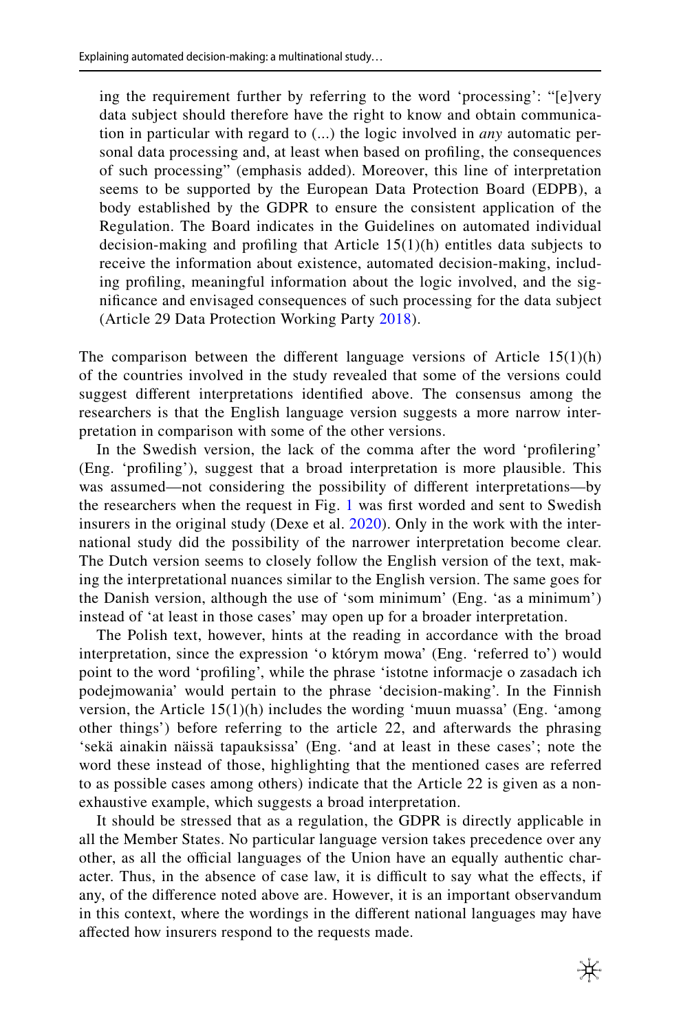ing the requirement further by referring to the word 'processing': "[e]very data subject should therefore have the right to know and obtain communication in particular with regard to (...) the logic involved in *any* automatic personal data processing and, at least when based on profiling, the consequences of such processing" (emphasis added). Moreover, this line of interpretation seems to be supported by the European Data Protection Board (EDPB), a body established by the GDPR to ensure the consistent application of the Regulation. The Board indicates in the Guidelines on automated individual decision-making and profiling that Article 15(1)(h) entitles data subjects to receive the information about existence, automated decision-making, including profiling, meaningful information about the logic involved, and the significance and envisaged consequences of such processing for the data subject (Article 29 Data Protection Working Party 2018).

The comparison between the different language versions of Article 15(1)(h) of the countries involved in the study revealed that some of the versions could suggest different interpretations identified above. The consensus among the researchers is that the English language version suggests a more narrow interpretation in comparison with some of the other versions.

In the Swedish version, the lack of the comma after the word 'profilering' (Eng. 'profiling'), suggest that a broad interpretation is more plausible. This was assumed—not considering the possibility of different interpretations—by the researchers when the request in Fig. 1 was first worded and sent to Swedish insurers in the original study (Dexe et al. 2020). Only in the work with the international study did the possibility of the narrower interpretation become clear. The Dutch version seems to closely follow the English version of the text, making the interpretational nuances similar to the English version. The same goes for the Danish version, although the use of 'som minimum' (Eng. 'as a minimum') instead of 'at least in those cases' may open up for a broader interpretation.

The Polish text, however, hints at the reading in accordance with the broad interpretation, since the expression 'o którym mowa' (Eng. 'referred to') would point to the word 'profiling', while the phrase 'istotne informacje o zasadach ich podejmowania' would pertain to the phrase 'decision-making'. In the Finnish version, the Article 15(1)(h) includes the wording 'muun muassa' (Eng. 'among other things') before referring to the article 22, and afterwards the phrasing 'sekä ainakin näissä tapauksissa' (Eng. 'and at least in these cases'; note the word these instead of those, highlighting that the mentioned cases are referred to as possible cases among others) indicate that the Article 22 is given as a non-exhaustive example, which suggests a broad interpretation.

It should be stressed that as a regulation, the GDPR is directly applicable in all the Member States. No particular language version takes precedence over any other, as all the official languages of the Union have an equally authentic character. Thus, in the absence of case law, it is difficult to say what the effects, if any, of the difference noted above are. However, it is an important observandum in this context, where the wordings in the different national languages may have affected how insurers respond to the requests made.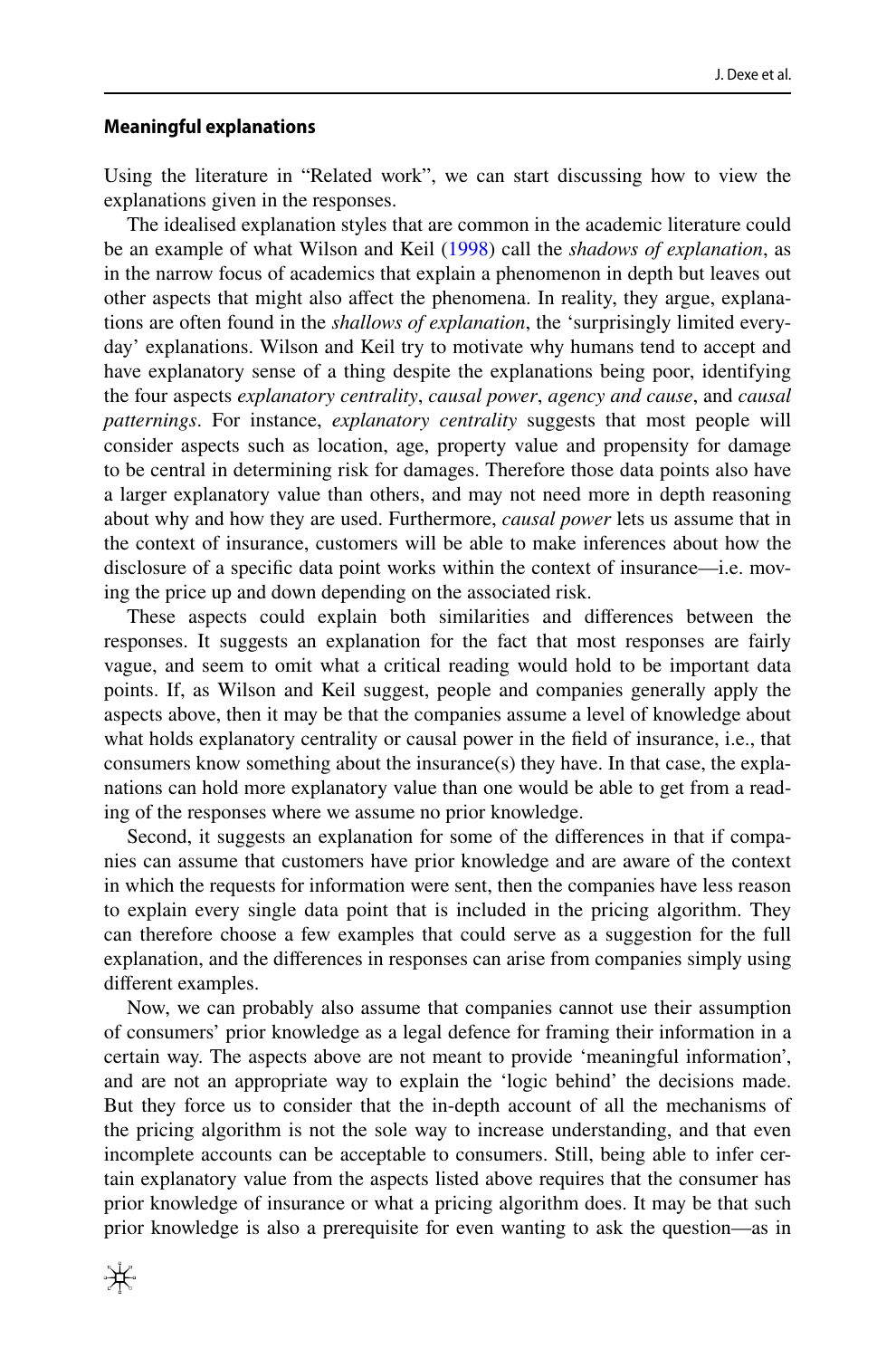### Meaningful explanations

Using the literature in "Related work", we can start discussing how to view the explanations given in the responses.

The idealised explanation styles that are common in the academic literature could be an example of what Wilson and Keil (1998) call the *shadows of explanation*, as in the narrow focus of academics that explain a phenomenon in depth but leaves out other aspects that might also affect the phenomena. In reality, they argue, explanations are often found in the *shallows of explanation*, the 'surprisingly limited everyday' explanations. Wilson and Keil try to motivate why humans tend to accept and have explanatory sense of a thing despite the explanations being poor, identifying the four aspects *explanatory centrality*, *causal power*, *agency and cause*, and *causal patternings*. For instance, *explanatory centrality* suggests that most people will consider aspects such as location, age, property value and propensity for damage to be central in determining risk for damages. Therefore those data points also have a larger explanatory value than others, and may not need more in depth reasoning about why and how they are used. Furthermore, *causal power* lets us assume that in the context of insurance, customers will be able to make inferences about how the disclosure of a specific data point works within the context of insurance—i.e. moving the price up and down depending on the associated risk.

These aspects could explain both similarities and differences between the responses. It suggests an explanation for the fact that most responses are fairly vague, and seem to omit what a critical reading would hold to be important data points. If, as Wilson and Keil suggest, people and companies generally apply the aspects above, then it may be that the companies assume a level of knowledge about what holds explanatory centrality or causal power in the field of insurance, i.e., that consumers know something about the insurance(s) they have. In that case, the explanations can hold more explanatory value than one would be able to get from a reading of the responses where we assume no prior knowledge.

Second, it suggests an explanation for some of the differences in that if companies can assume that customers have prior knowledge and are aware of the context in which the requests for information were sent, then the companies have less reason to explain every single data point that is included in the pricing algorithm. They can therefore choose a few examples that could serve as a suggestion for the full explanation, and the differences in responses can arise from companies simply using different examples.

Now, we can probably also assume that companies cannot use their assumption of consumers' prior knowledge as a legal defence for framing their information in a certain way. The aspects above are not meant to provide 'meaningful information', and are not an appropriate way to explain the 'logic behind' the decisions made. But they force us to consider that the in-depth account of all the mechanisms of the pricing algorithm is not the sole way to increase understanding, and that even incomplete accounts can be acceptable to consumers. Still, being able to infer certain explanatory value from the aspects listed above requires that the consumer has prior knowledge of insurance or what a pricing algorithm does. It may be that such prior knowledge is also a prerequisite for even wanting to ask the question—as in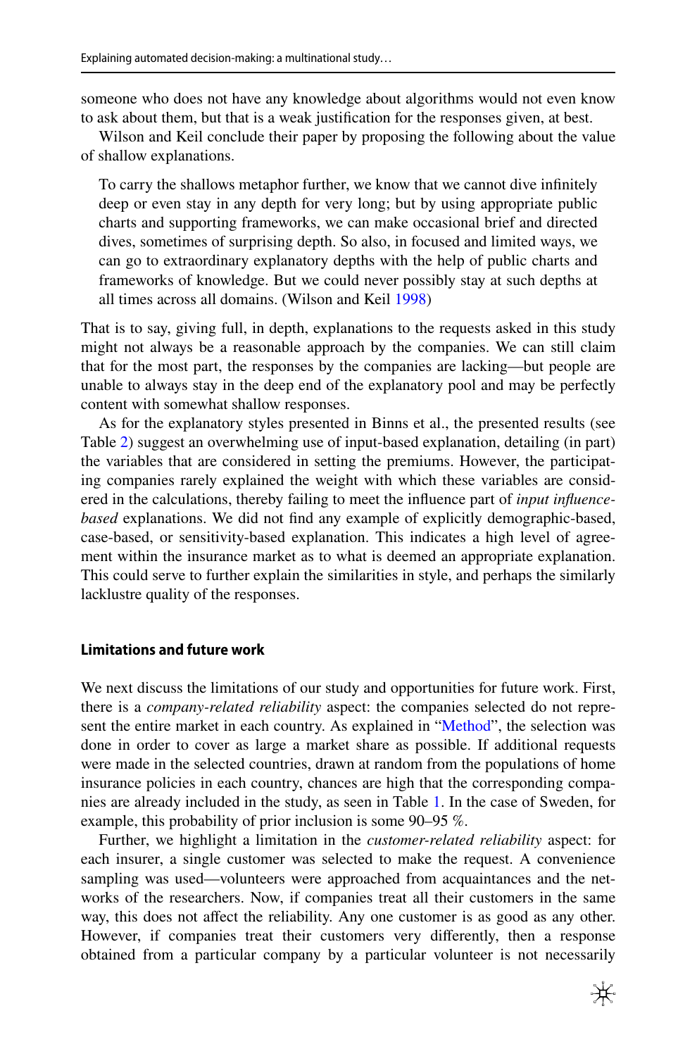someone who does not have any knowledge about algorithms would not even know to ask about them, but that is a weak justification for the responses given, at best.

Wilson and Keil conclude their paper by proposing the following about the value of shallow explanations.

> To carry the shallows metaphor further, we know that we cannot dive infinitely deep or even stay in any depth for very long; but by using appropriate public charts and supporting frameworks, we can make occasional brief and directed dives, sometimes of surprising depth. So also, in focused and limited ways, we can go to extraordinary explanatory depths with the help of public charts and frameworks of knowledge. But we could never possibly stay at such depths at all times across all domains. (Wilson and Keil 1998)

That is to say, giving full, in depth, explanations to the requests asked in this study might not always be a reasonable approach by the companies. We can still claim that for the most part, the responses by the companies are lacking—but people are unable to always stay in the deep end of the explanatory pool and may be perfectly content with somewhat shallow responses.

As for the explanatory styles presented in Binns et al., the presented results (see Table 2) suggest an overwhelming use of input-based explanation, detailing (in part) the variables that are considered in setting the premiums. However, the participating companies rarely explained the weight with which these variables are considered in the calculations, thereby failing to meet the influence part of *input influence-based* explanations. We did not find any example of explicitly demographic-based, case-based, or sensitivity-based explanation. This indicates a high level of agreement within the insurance market as to what is deemed an appropriate explanation. This could serve to further explain the similarities in style, and perhaps the similarly lacklustre quality of the responses.

### Limitations and future work

We next discuss the limitations of our study and opportunities for future work. First, there is a *company-related reliability* aspect: the companies selected do not represent the entire market in each country. As explained in "Method", the selection was done in order to cover as large a market share as possible. If additional requests were made in the selected countries, drawn at random from the populations of home insurance policies in each country, chances are high that the corresponding companies are already included in the study, as seen in Table 1. In the case of Sweden, for example, this probability of prior inclusion is some 90–95 %.

Further, we highlight a limitation in the *customer-related reliability* aspect: for each insurer, a single customer was selected to make the request. A convenience sampling was used—volunteers were approached from acquaintances and the networks of the researchers. Now, if companies treat all their customers in the same way, this does not affect the reliability. Any one customer is as good as any other. However, if companies treat their customers very differently, then a response obtained from a particular company by a particular volunteer is not necessarily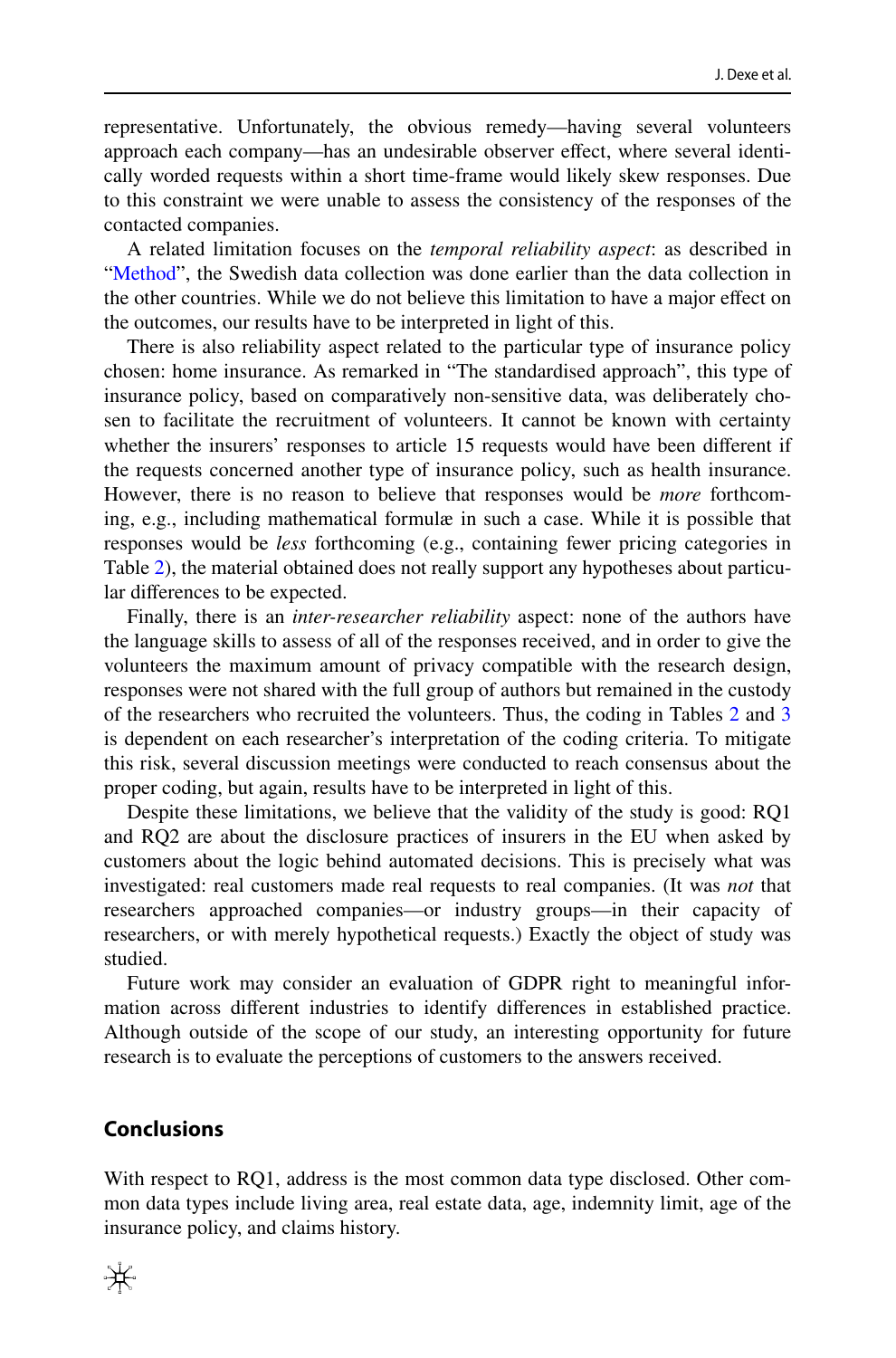representative. Unfortunately, the obvious remedy—having several volunteers approach each company—has an undesirable observer effect, where several identically worded requests within a short time-frame would likely skew responses. Due to this constraint we were unable to assess the consistency of the responses of the contacted companies.

A related limitation focuses on the *temporal reliability aspect*: as described in "Method", the Swedish data collection was done earlier than the data collection in the other countries. While we do not believe this limitation to have a major effect on the outcomes, our results have to be interpreted in light of this.

There is also reliability aspect related to the particular type of insurance policy chosen: home insurance. As remarked in "The standardised approach", this type of insurance policy, based on comparatively non-sensitive data, was deliberately chosen to facilitate the recruitment of volunteers. It cannot be known with certainty whether the insurers' responses to article 15 requests would have been different if the requests concerned another type of insurance policy, such as health insurance. However, there is no reason to believe that responses would be *more* forthcoming, e.g., including mathematical formulæ in such a case. While it is possible that responses would be *less* forthcoming (e.g., containing fewer pricing categories in Table 2), the material obtained does not really support any hypotheses about particular differences to be expected.

Finally, there is an *inter-researcher reliability* aspect: none of the authors have the language skills to assess of all of the responses received, and in order to give the volunteers the maximum amount of privacy compatible with the research design, responses were not shared with the full group of authors but remained in the custody of the researchers who recruited the volunteers. Thus, the coding in Tables 2 and 3 is dependent on each researcher's interpretation of the coding criteria. To mitigate this risk, several discussion meetings were conducted to reach consensus about the proper coding, but again, results have to be interpreted in light of this.

Despite these limitations, we believe that the validity of the study is good: RQ1 and RQ2 are about the disclosure practices of insurers in the EU when asked by customers about the logic behind automated decisions. This is precisely what was investigated: real customers made real requests to real companies. (It was *not* that researchers approached companies—or industry groups—in their capacity of researchers, or with merely hypothetical requests.) Exactly the object of study was studied.

Future work may consider an evaluation of GDPR right to meaningful information across different industries to identify differences in established practice. Although outside of the scope of our study, an interesting opportunity for future research is to evaluate the perceptions of customers to the answers received.

## Conclusions

With respect to RQ1, address is the most common data type disclosed. Other common data types include living area, real estate data, age, indemnity limit, age of the insurance policy, and claims history.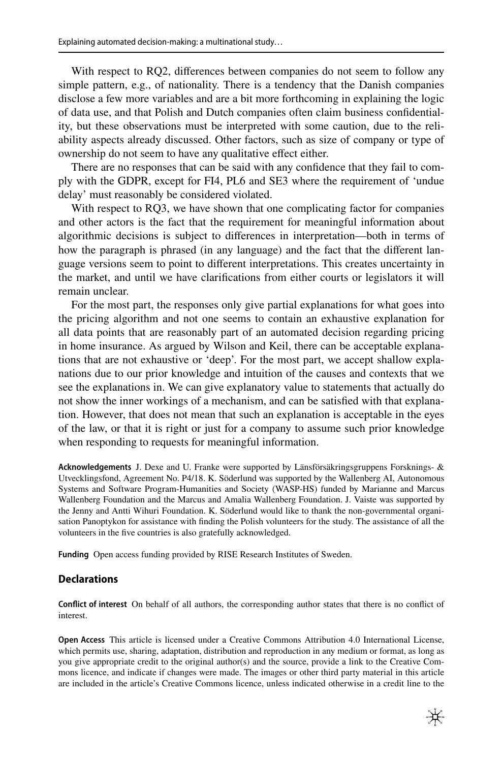With respect to RQ2, differences between companies do not seem to follow any simple pattern, e.g., of nationality. There is a tendency that the Danish companies disclose a few more variables and are a bit more forthcoming in explaining the logic of data use, and that Polish and Dutch companies often claim business confidentiality, but these observations must be interpreted with some caution, due to the reliability aspects already discussed. Other factors, such as size of company or type of ownership do not seem to have any qualitative effect either.

There are no responses that can be said with any confidence that they fail to comply with the GDPR, except for FI4, PL6 and SE3 where the requirement of 'undue delay' must reasonably be considered violated.

With respect to RQ3, we have shown that one complicating factor for companies and other actors is the fact that the requirement for meaningful information about algorithmic decisions is subject to differences in interpretation—both in terms of how the paragraph is phrased (in any language) and the fact that the different language versions seem to point to different interpretations. This creates uncertainty in the market, and until we have clarifications from either courts or legislators it will remain unclear.

For the most part, the responses only give partial explanations for what goes into the pricing algorithm and not one seems to contain an exhaustive explanation for all data points that are reasonably part of an automated decision regarding pricing in home insurance. As argued by Wilson and Keil, there can be acceptable explanations that are not exhaustive or 'deep'. For the most part, we accept shallow explanations due to our prior knowledge and intuition of the causes and contexts that we see the explanations in. We can give explanatory value to statements that actually do not show the inner workings of a mechanism, and can be satisfied with that explanation. However, that does not mean that such an explanation is acceptable in the eyes of the law, or that it is right or just for a company to assume such prior knowledge when responding to requests for meaningful information.

**Acknowledgements** J. Dexe and U. Franke were supported by Länsförsäkringsgruppens Forsknings- & Utvecklingsfond, Agreement No. P4/18. K. Söderlund was supported by the Wallenberg AI, Autonomous Systems and Software Program-Humanities and Society (WASP-HS) funded by Marianne and Marcus Wallenberg Foundation and the Marcus and Amalia Wallenberg Foundation. J. Vaiste was supported by the Jenny and Antti Wihuri Foundation. K. Söderlund would like to thank the non-governmental organisation Panoptykon for assistance with finding the Polish volunteers for the study. The assistance of all the volunteers in the five countries is also gratefully acknowledged.

**Funding** Open access funding provided by RISE Research Institutes of Sweden.

## Declarations

**Conflict of interest** On behalf of all authors, the corresponding author states that there is no conflict of interest.

**Open Access** This article is licensed under a Creative Commons Attribution 4.0 International License, which permits use, sharing, adaptation, distribution and reproduction in any medium or format, as long as you give appropriate credit to the original author(s) and the source, provide a link to the Creative Commons licence, and indicate if changes were made. The images or other third party material in this article are included in the article's Creative Commons licence, unless indicated otherwise in a credit line to the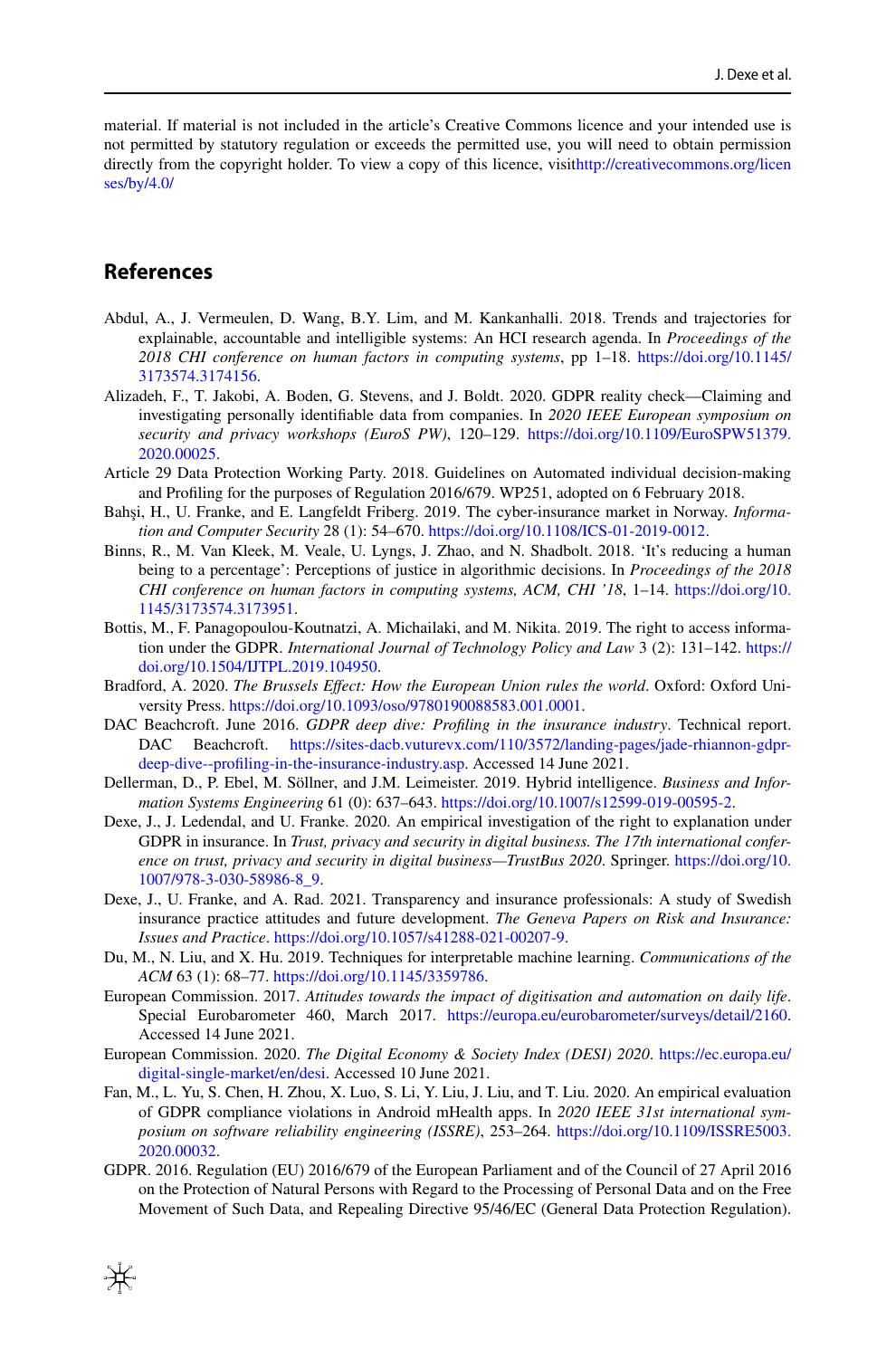material. If material is not included in the article's Creative Commons licence and your intended use is not permitted by statutory regulation or exceeds the permitted use, you will need to obtain permission directly from the copyright holder. To view a copy of this licence, visithttp://creativecommons.org/licenses/by/4.0/

## References

Abdul, A., J. Vermeulen, D. Wang, B.Y. Lim, and M. Kankanhalli. 2018. Trends and trajectories for explainable, accountable and intelligible systems: An HCI research agenda. In *Proceedings of the 2018 CHI conference on human factors in computing systems*, pp 1–18. https://doi.org/10.1145/3173574.3174156.

Alizadeh, F., T. Jakobi, A. Boden, G. Stevens, and J. Boldt. 2020. GDPR reality check—Claiming and investigating personally identifiable data from companies. In *2020 IEEE European symposium on security and privacy workshops (EuroS PW)*, 120–129. https://doi.org/10.1109/EuroSPW51379.2020.00025.

Article 29 Data Protection Working Party. 2018. Guidelines on Automated individual decision-making and Profiling for the purposes of Regulation 2016/679. WP251, adopted on 6 February 2018.

Bahşi, H., U. Franke, and E. Langfeldt Friberg. 2019. The cyber-insurance market in Norway. *Information and Computer Security* 28 (1): 54–670. https://doi.org/10.1108/ICS-01-2019-0012.

Binns, R., M. Van Kleek, M. Veale, U. Lyngs, J. Zhao, and N. Shadbolt. 2018. 'It's reducing a human being to a percentage': Perceptions of justice in algorithmic decisions. In *Proceedings of the 2018 CHI conference on human factors in computing systems, ACM, CHI '18*, 1–14. https://doi.org/10.1145/3173574.3173951.

Bottis, M., F. Panagopoulou-Koutnatzi, A. Michailaki, and M. Nikita. 2019. The right to access information under the GDPR. *International Journal of Technology Policy and Law* 3 (2): 131–142. https://doi.org/10.1504/IJTPL.2019.104950.

Bradford, A. 2020. *The Brussels Effect: How the European Union rules the world*. Oxford: Oxford University Press. https://doi.org/10.1093/oso/9780190088583.001.0001.

DAC Beachcroft. June 2016. *GDPR deep dive: Profiling in the insurance industry*. Technical report. DAC Beachcroft. https://sites-dacb.vuturevx.com/110/3572/landing-pages/jade-rhiannon-gdpr-deep-dive--profiling-in-the-insurance-industry.asp. Accessed 14 June 2021.

Dellerman, D., P. Ebel, M. Söllner, and J.M. Leimeister. 2019. Hybrid intelligence. *Business and Information Systems Engineering* 61 (0): 637–643. https://doi.org/10.1007/s12599-019-00595-2.

Dexe, J., J. Ledendal, and U. Franke. 2020. An empirical investigation of the right to explanation under GDPR in insurance. In *Trust, privacy and security in digital business. The 17th international conference on trust, privacy and security in digital business—TrustBus 2020*. Springer. https://doi.org/10.1007/978-3-030-58986-8_9.

Dexe, J., U. Franke, and A. Rad. 2021. Transparency and insurance professionals: A study of Swedish insurance practice attitudes and future development. *The Geneva Papers on Risk and Insurance: Issues and Practice*. https://doi.org/10.1057/s41288-021-00207-9.

Du, M., N. Liu, and X. Hu. 2019. Techniques for interpretable machine learning. *Communications of the ACM* 63 (1): 68–77. https://doi.org/10.1145/3359786.

European Commission. 2017. *Attitudes towards the impact of digitisation and automation on daily life*. Special Eurobarometer 460, March 2017. https://europa.eu/eurobarometer/surveys/detail/2160. Accessed 14 June 2021.

European Commission. 2020. *The Digital Economy & Society Index (DESI) 2020*. https://ec.europa.eu/digital-single-market/en/desi. Accessed 10 June 2021.

Fan, M., L. Yu, S. Chen, H. Zhou, X. Luo, S. Li, Y. Liu, J. Liu, and T. Liu. 2020. An empirical evaluation of GDPR compliance violations in Android mHealth apps. In *2020 IEEE 31st international symposium on software reliability engineering (ISSRE)*, 253–264. https://doi.org/10.1109/ISSRE5003.2020.00032.

GDPR. 2016. Regulation (EU) 2016/679 of the European Parliament and of the Council of 27 April 2016 on the Protection of Natural Persons with Regard to the Processing of Personal Data and on the Free Movement of Such Data, and Repealing Directive 95/46/EC (General Data Protection Regulation).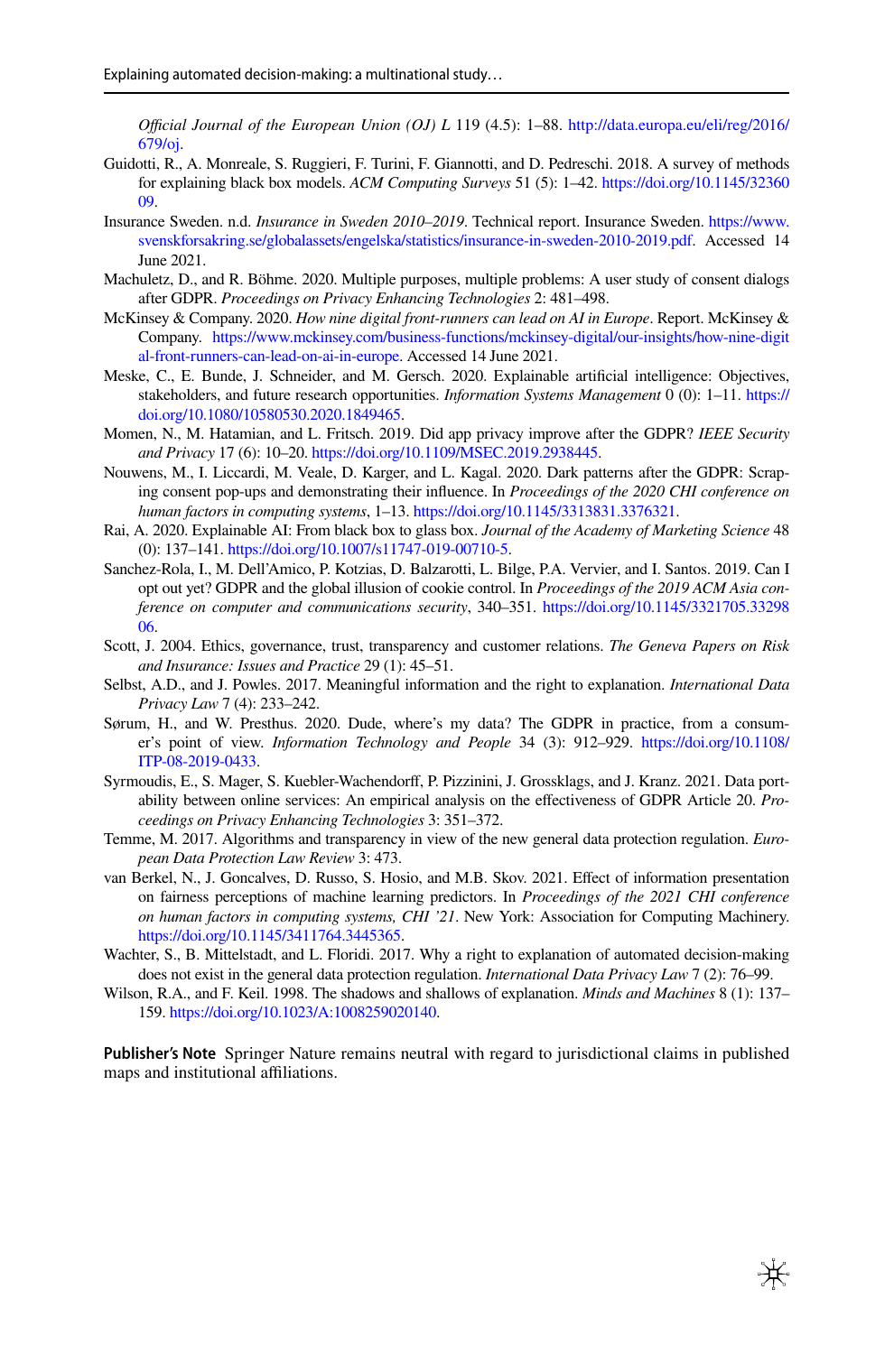*Official Journal of the European Union (OJ) L* 119 (4.5): 1–88. http://data.europa.eu/eli/reg/2016/679/oj.

Guidotti, R., A. Monreale, S. Ruggieri, F. Turini, F. Giannotti, and D. Pedreschi. 2018. A survey of methods for explaining black box models. *ACM Computing Surveys* 51 (5): 1–42. https://doi.org/10.1145/3236009.

Insurance Sweden. n.d. *Insurance in Sweden 2010–2019*. Technical report. Insurance Sweden. https://www.svenskforsakring.se/globalassets/engelska/statistics/insurance-in-sweden-2010-2019.pdf. Accessed 14 June 2021.

Machuletz, D., and R. Böhme. 2020. Multiple purposes, multiple problems: A user study of consent dialogs after GDPR. *Proceedings on Privacy Enhancing Technologies* 2: 481–498.

McKinsey & Company. 2020. *How nine digital front-runners can lead on AI in Europe*. Report. McKinsey & Company. https://www.mckinsey.com/business-functions/mckinsey-digital/our-insights/how-nine-digital-front-runners-can-lead-on-ai-in-europe. Accessed 14 June 2021.

Meske, C., E. Bunde, J. Schneider, and M. Gersch. 2020. Explainable artificial intelligence: Objectives, stakeholders, and future research opportunities. *Information Systems Management* 0 (0): 1–11. https://doi.org/10.1080/10580530.2020.1849465.

Momen, N., M. Hatamian, and L. Fritsch. 2019. Did app privacy improve after the GDPR? *IEEE Security and Privacy* 17 (6): 10–20. https://doi.org/10.1109/MSEC.2019.2938445.

Nouwens, M., I. Liccardi, M. Veale, D. Karger, and L. Kagal. 2020. Dark patterns after the GDPR: Scraping consent pop-ups and demonstrating their influence. In *Proceedings of the 2020 CHI conference on human factors in computing systems*, 1–13. https://doi.org/10.1145/3313831.3376321.

Rai, A. 2020. Explainable AI: From black box to glass box. *Journal of the Academy of Marketing Science* 48 (0): 137–141. https://doi.org/10.1007/s11747-019-00710-5.

Sanchez-Rola, I., M. Dell'Amico, P. Kotzias, D. Balzarotti, L. Bilge, P.A. Vervier, and I. Santos. 2019. Can I opt out yet? GDPR and the global illusion of cookie control. In *Proceedings of the 2019 ACM Asia conference on computer and communications security*, 340–351. https://doi.org/10.1145/3321705.3329806.

Scott, J. 2004. Ethics, governance, trust, transparency and customer relations. *The Geneva Papers on Risk and Insurance: Issues and Practice* 29 (1): 45–51.

Selbst, A.D., and J. Powles. 2017. Meaningful information and the right to explanation. *International Data Privacy Law* 7 (4): 233–242.

Sørum, H., and W. Presthus. 2020. Dude, where's my data? The GDPR in practice, from a consumer's point of view. *Information Technology and People* 34 (3): 912–929. https://doi.org/10.1108/ITP-08-2019-0433.

Syrmoudis, E., S. Mager, S. Kuebler-Wachendorff, P. Pizzinini, J. Grossklags, and J. Kranz. 2021. Data portability between online services: An empirical analysis on the effectiveness of GDPR Article 20. *Proceedings on Privacy Enhancing Technologies* 3: 351–372.

Temme, M. 2017. Algorithms and transparency in view of the new general data protection regulation. *European Data Protection Law Review* 3: 473.

van Berkel, N., J. Goncalves, D. Russo, S. Hosio, and M.B. Skov. 2021. Effect of information presentation on fairness perceptions of machine learning predictors. In *Proceedings of the 2021 CHI conference on human factors in computing systems, CHI '21*. New York: Association for Computing Machinery. https://doi.org/10.1145/3411764.3445365.

Wachter, S., B. Mittelstadt, and L. Floridi. 2017. Why a right to explanation of automated decision-making does not exist in the general data protection regulation. *International Data Privacy Law* 7 (2): 76–99.

Wilson, R.A., and F. Keil. 1998. The shadows and shallows of explanation. *Minds and Machines* 8 (1): 137–159. https://doi.org/10.1023/A:1008259020140.

**Publisher's Note** Springer Nature remains neutral with regard to jurisdictional claims in published maps and institutional affiliations.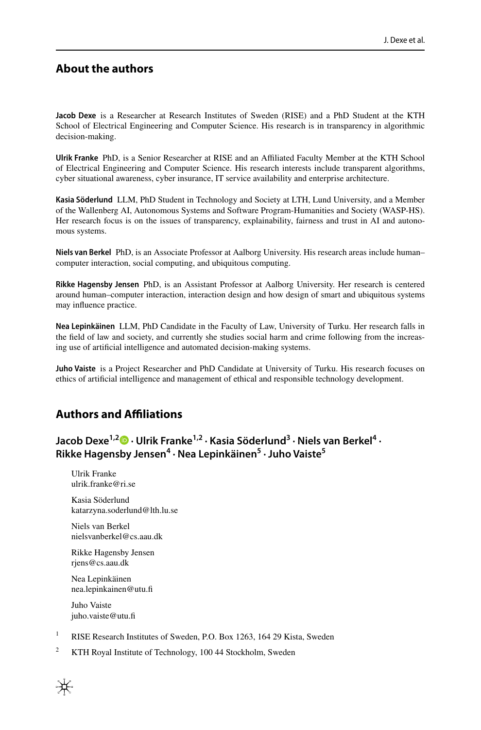## About the authors

**Jacob Dexe** is a Researcher at Research Institutes of Sweden (RISE) and a PhD Student at the KTH School of Electrical Engineering and Computer Science. His research is in transparency in algorithmic decision-making.

**Ulrik Franke** PhD, is a Senior Researcher at RISE and an Affiliated Faculty Member at the KTH School of Electrical Engineering and Computer Science. His research interests include transparent algorithms, cyber situational awareness, cyber insurance, IT service availability and enterprise architecture.

**Kasia Söderlund** LLM, PhD Student in Technology and Society at LTH, Lund University, and a Member of the Wallenberg AI, Autonomous Systems and Software Program-Humanities and Society (WASP-HS). Her research focus is on the issues of transparency, explainability, fairness and trust in AI and autonomous systems.

**Niels van Berkel** PhD, is an Associate Professor at Aalborg University. His research areas include human–computer interaction, social computing, and ubiquitous computing.

**Rikke Hagensby Jensen** PhD, is an Assistant Professor at Aalborg University. Her research is centered around human–computer interaction, interaction design and how design of smart and ubiquitous systems may influence practice.

**Nea Lepinkäinen** LLM, PhD Candidate in the Faculty of Law, University of Turku. Her research falls in the field of law and society, and currently she studies social harm and crime following from the increasing use of artificial intelligence and automated decision-making systems.

**Juho Vaiste** is a Project Researcher and PhD Candidate at University of Turku. His research focuses on ethics of artificial intelligence and management of ethical and responsible technology development.

## Authors and Affiliations

**Jacob Dexe[1,2] · Ulrik Franke[1,2] · Kasia Söderlund[3] · Niels van Berkel[4] · Rikke Hagensby Jensen[4] · Nea Lepinkäinen[5] · Juho Vaiste[5]**

Ulrik Franke
ulrik.franke@ri.se

Kasia Söderlund
katarzyna.soderlund@lth.lu.se

Niels van Berkel
nielsvanberkel@cs.aau.dk

Rikke Hagensby Jensen
rjens@cs.aau.dk

Nea Lepinkäinen
nea.lepinkainen@utu.fi

Juho Vaiste
juho.vaiste@utu.fi

[1] RISE Research Institutes of Sweden, P.O. Box 1263, 164 29 Kista, Sweden

[2] KTH Royal Institute of Technology, 100 44 Stockholm, Sweden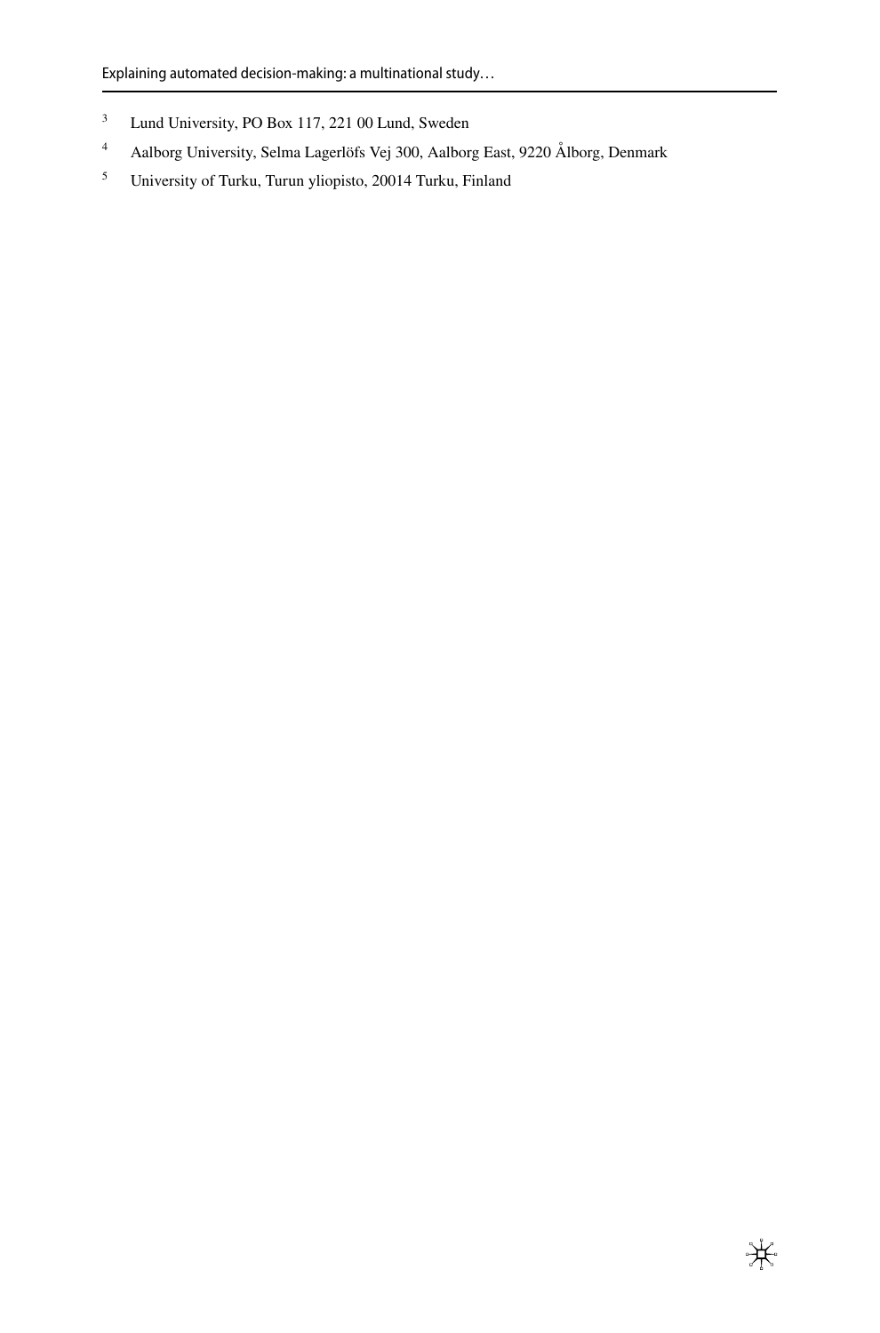[3] Lund University, PO Box 117, 221 00 Lund, Sweden

[4] Aalborg University, Selma Lagerlöfs Vej 300, Aalborg East, 9220 Ålborg, Denmark

[5] University of Turku, Turun yliopisto, 20014 Turku, Finland